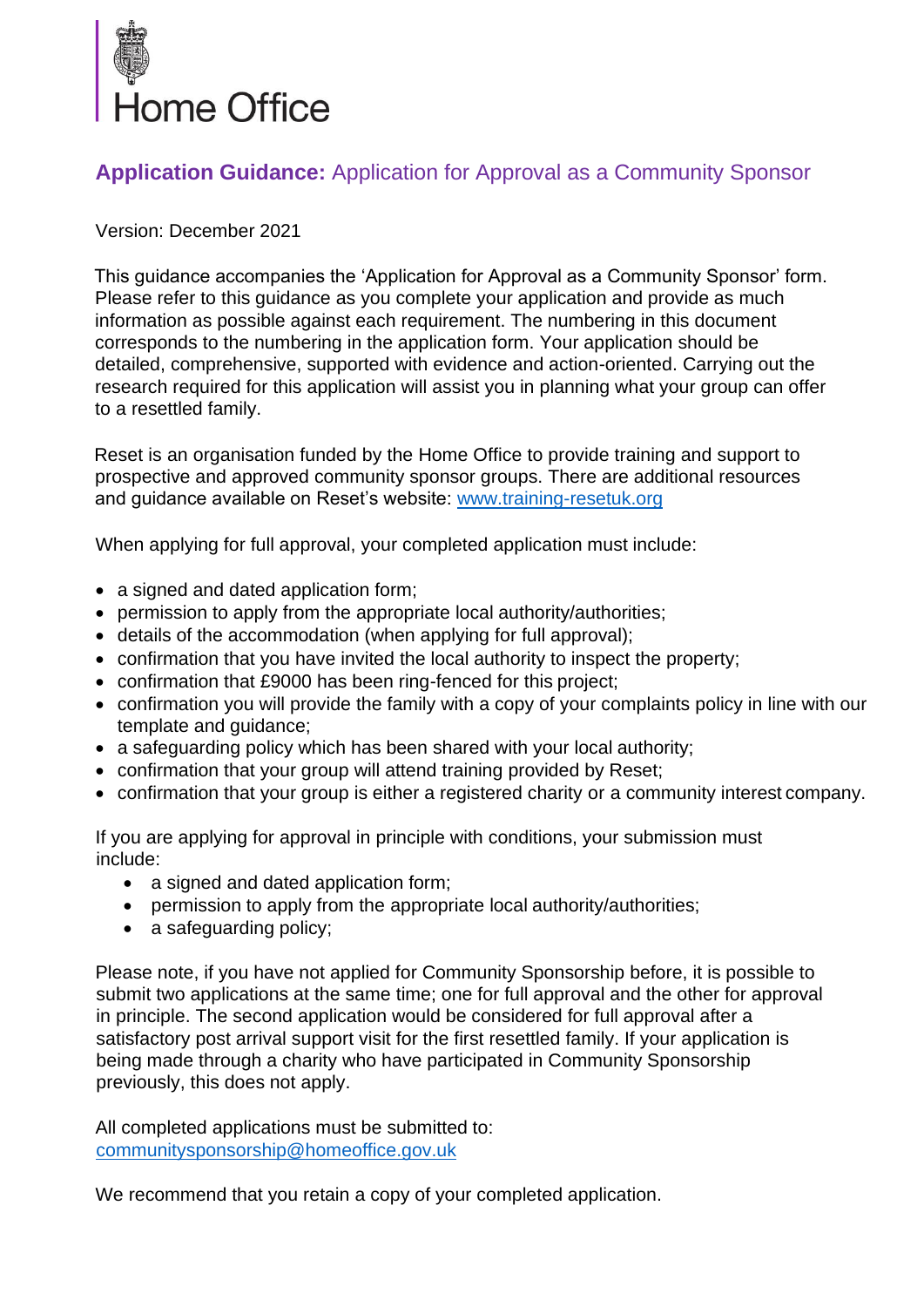Home Office

# **Application Guidance:** Application for Approval as a Community Sponsor

Version: December 2021

This guidance accompanies the 'Application for Approval as a Community Sponsor' form. Please refer to this guidance as you complete your application and provide as much information as possible against each requirement. The numbering in this document corresponds to the numbering in the application form. Your application should be detailed, comprehensive, supported with evidence and action-oriented. Carrying out the research required for this application will assist you in planning what your group can offer to a resettled family.

Reset is an organisation funded by the Home Office to provide training and support to prospective and approved community sponsor groups. There are additional resources and guidance available on Reset's website: [www.training-resetuk.org](http://www.training-resetuk.org)

When applying for full approval, your completed application must include:

- a signed and dated application form;
- permission to apply from the appropriate local authority/authorities;
- details of the accommodation (when applying for full approval);
- confirmation that you have invited the local authority to inspect the property;
- confirmation that £9000 has been ring-fenced for this project;
- confirmation you will provide the family with a copy of your complaints policy in line with our template and guidance;
- a safeguarding policy which has been shared with your local authority;
- confirmation that your group will attend training provided by Reset;
- confirmation that your group is either a registered charity or a community interest company.

If you are applying for approval in principle with conditions, your submission must include:

- a signed and dated application form;
- permission to apply from the appropriate local authority/authorities;
- a safeguarding policy;

Please note, if you have not applied for Community Sponsorship before, it is possible to submit two applications at the same time; one for full approval and the other for approval in principle. The second application would be considered for full approval after a satisfactory post arrival support visit for the first resettled family. If your application is being made through a charity who have participated in Community Sponsorship previously, this does not apply.

All completed applications must be submitted to: [communitysponsorship@homeoffice.gov.uk](mailto:communitysponsorship@homeoffice.gov.uk)

We recommend that you retain a copy of your completed application.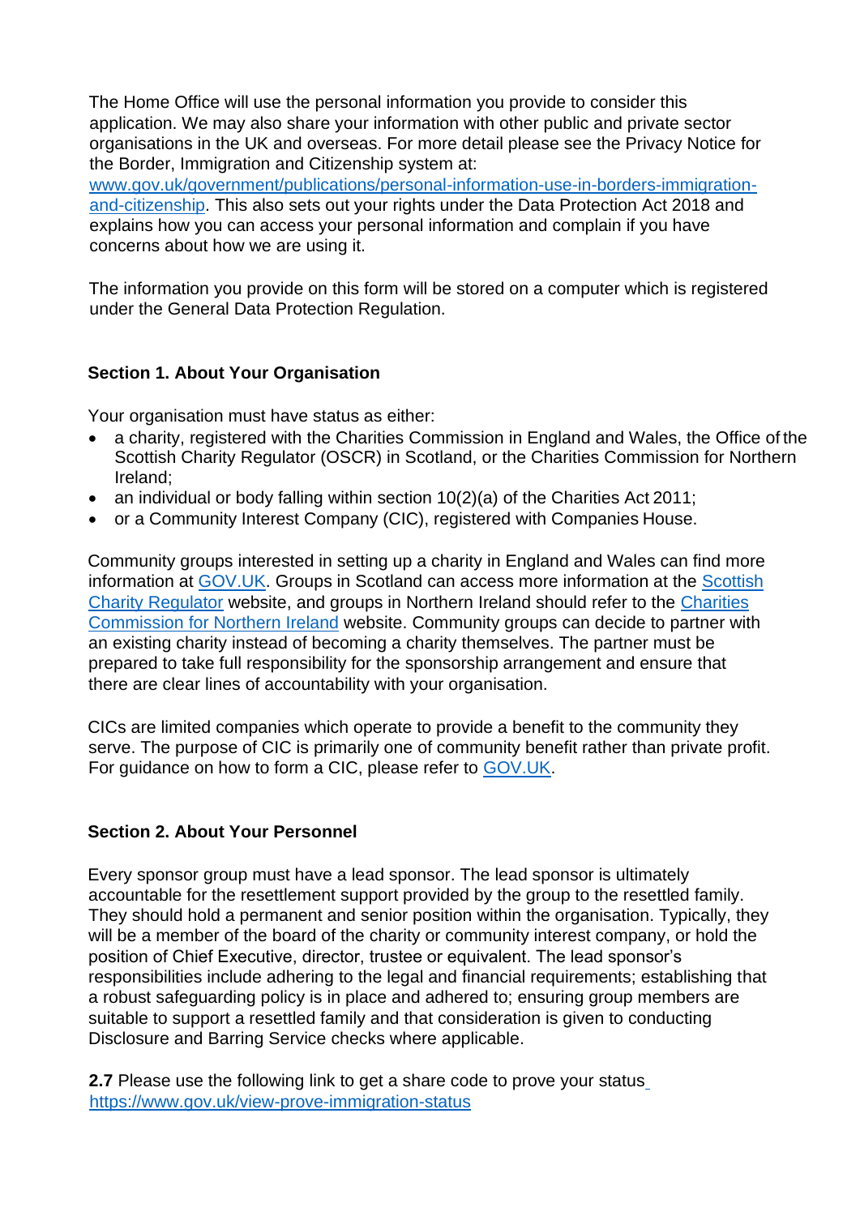The Home Office will use the personal information you provide to consider this application. We may also share your information with other public and private sector organisations in the UK and overseas. For more detail please see the Privacy Notice for the Border, Immigration and Citizenship system at: [www.gov.uk/government/publications/personal-information-use-in-borders-immigration-and-citizenship](www.gov.uk/government/publications/personal-information-use-in-borders-immigration-and-citizenship). This also sets out your rights under the Data Protection Act 2018 and explains how you can access your personal information and complain if you have concerns about how we are using it.

The information you provide on this form will be stored on a computer which is registered under the General Data Protection Regulation.

**Section 1. About Your Organisation**

Your organisation must have status as either:

- a charity, registered with the Charities Commission in England and Wales, the Office of the Scottish Charity Regulator (OSCR) in Scotland, or the Charities Commission for Northern Ireland;
- an individual or body falling within section 10(2)(a) of the Charities Act 2011;
- or a Community Interest Company (CIC), registered with Companies House.

Community groups interested in setting up a charity in England and Wales can find more information at GOV.UK. Groups in Scotland can access more information at the Scottish Charity Regulator website, and groups in Northern Ireland should refer to the Charities Commission for Northern Ireland website. Community groups can decide to partner with an existing charity instead of becoming a charity themselves. The partner must be prepared to take full responsibility for the sponsorship arrangement and ensure that there are clear lines of accountability with your organisation.

CICs are limited companies which operate to provide a benefit to the community they serve. The purpose of CIC is primarily one of community benefit rather than private profit. For guidance on how to form a CIC, please refer to GOV.UK.

**Section 2. About Your Personnel**

Every sponsor group must have a lead sponsor. The lead sponsor is ultimately accountable for the resettlement support provided by the group to the resettled family. They should hold a permanent and senior position within the organisation. Typically, they will be a member of the board of the charity or community interest company, or hold the position of Chief Executive, director, trustee or equivalent. The lead sponsor's responsibilities include adhering to the legal and financial requirements; establishing that a robust safeguarding policy is in place and adhered to; ensuring group members are suitable to support a resettled family and that consideration is given to conducting Disclosure and Barring Service checks where applicable.

**2.7** Please use the following link to get a share code to prove your status [https://www.gov.uk/view-prove-immigration-status](https://www.gov.uk/view-prove-immigration-status)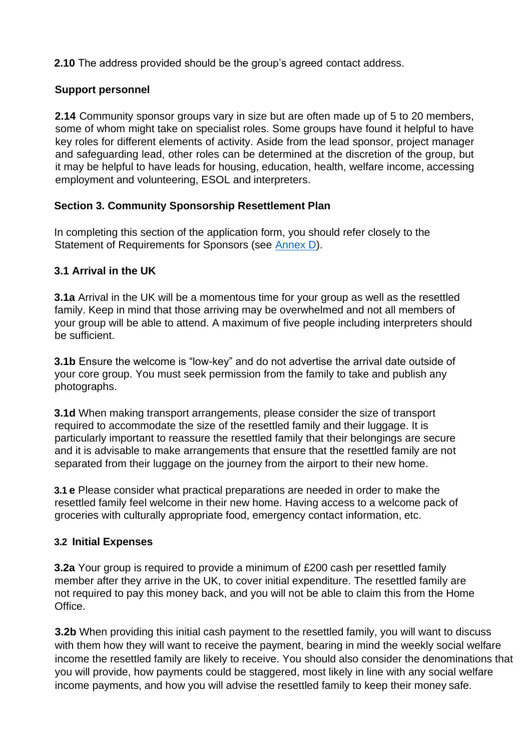**2.10** The address provided should be the group's agreed contact address.

**Support personnel**

**2.14** Community sponsor groups vary in size but are often made up of 5 to 20 members, some of whom might take on specialist roles. Some groups have found it helpful to have key roles for different elements of activity. Aside from the lead sponsor, project manager and safeguarding lead, other roles can be determined at the discretion of the group, but it may be helpful to have leads for housing, education, health, welfare income, accessing employment and volunteering, ESOL and interpreters.

## Section 3. Community Sponsorship Resettlement Plan

In completing this section of the application form, you should refer closely to the Statement of Requirements for Sponsors (see Annex D).

### 3.1 Arrival in the UK

**3.1a** Arrival in the UK will be a momentous time for your group as well as the resettled family. Keep in mind that those arriving may be overwhelmed and not all members of your group will be able to attend. A maximum of five people including interpreters should be sufficient.

**3.1b** Ensure the welcome is "low-key" and do not advertise the arrival date outside of your core group. You must seek permission from the family to take and publish any photographs.

**3.1d** When making transport arrangements, please consider the size of transport required to accommodate the size of the resettled family and their luggage. It is particularly important to reassure the resettled family that their belongings are secure and it is advisable to make arrangements that ensure that the resettled family are not separated from their luggage on the journey from the airport to their new home.

**3.1 e** Please consider what practical preparations are needed in order to make the resettled family feel welcome in their new home. Having access to a welcome pack of groceries with culturally appropriate food, emergency contact information, etc.

### 3.2 Initial Expenses

**3.2a** Your group is required to provide a minimum of £200 cash per resettled family member after they arrive in the UK, to cover initial expenditure. The resettled family are not required to pay this money back, and you will not be able to claim this from the Home Office.

**3.2b** When providing this initial cash payment to the resettled family, you will want to discuss with them how they will want to receive the payment, bearing in mind the weekly social welfare income the resettled family are likely to receive. You should also consider the denominations that you will provide, how payments could be staggered, most likely in line with any social welfare income payments, and how you will advise the resettled family to keep their money safe.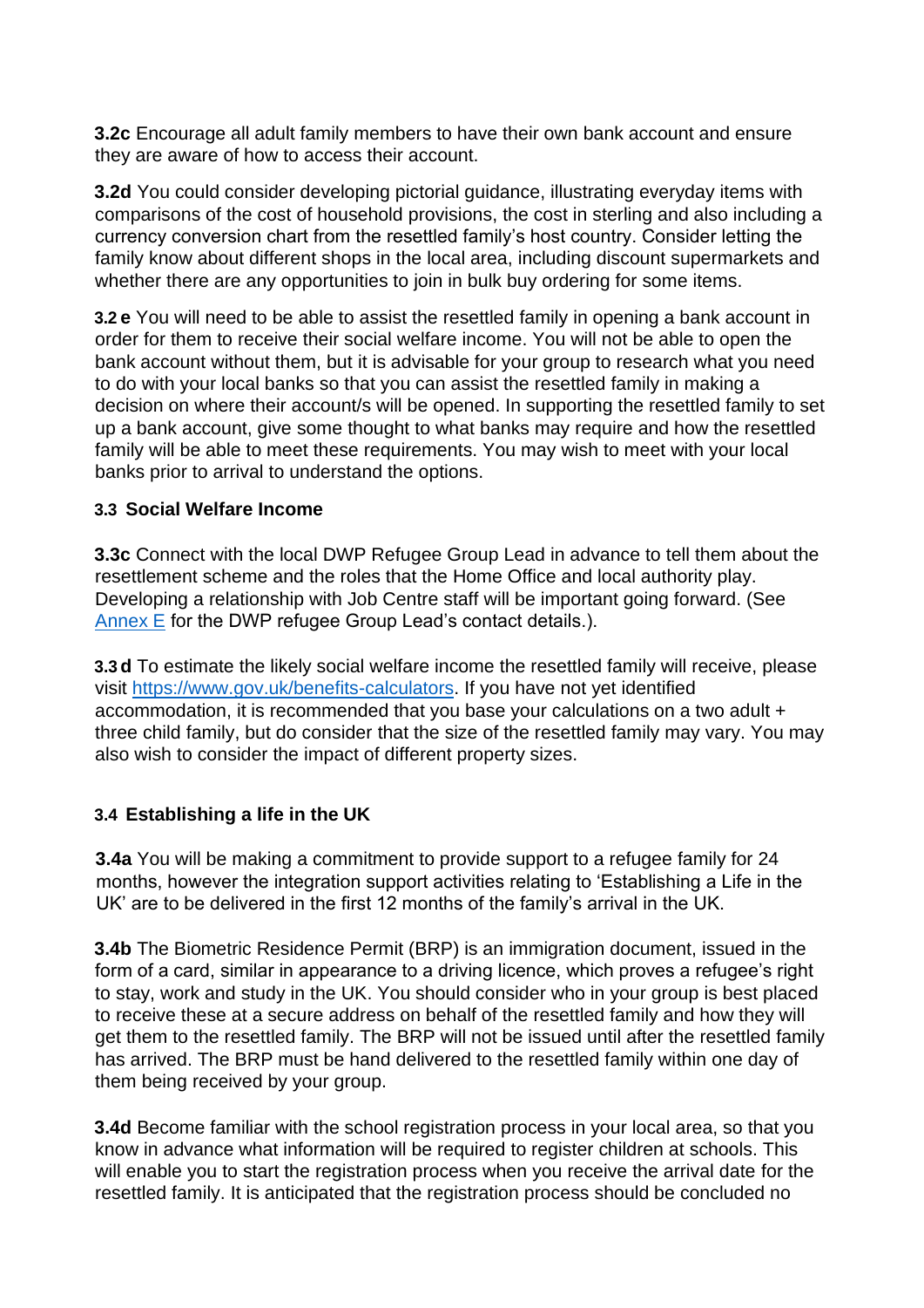**3.2c** Encourage all adult family members to have their own bank account and ensure they are aware of how to access their account.

**3.2d** You could consider developing pictorial guidance, illustrating everyday items with comparisons of the cost of household provisions, the cost in sterling and also including a currency conversion chart from the resettled family's host country. Consider letting the family know about different shops in the local area, including discount supermarkets and whether there are any opportunities to join in bulk buy ordering for some items.

**3.2 e** You will need to be able to assist the resettled family in opening a bank account in order for them to receive their social welfare income. You will not be able to open the bank account without them, but it is advisable for your group to research what you need to do with your local banks so that you can assist the resettled family in making a decision on where their account/s will be opened. In supporting the resettled family to set up a bank account, give some thought to what banks may require and how the resettled family will be able to meet these requirements. You may wish to meet with your local banks prior to arrival to understand the options.

### 3.3 Social Welfare Income

**3.3c** Connect with the local DWP Refugee Group Lead in advance to tell them about the resettlement scheme and the roles that the Home Office and local authority play. Developing a relationship with Job Centre staff will be important going forward. (See Annex E for the DWP refugee Group Lead's contact details.).

**3.3 d** To estimate the likely social welfare income the resettled family will receive, please visit https://www.gov.uk/benefits-calculators. If you have not yet identified accommodation, it is recommended that you base your calculations on a two adult + three child family, but do consider that the size of the resettled family may vary. You may also wish to consider the impact of different property sizes.

### 3.4 Establishing a life in the UK

**3.4a** You will be making a commitment to provide support to a refugee family for 24 months, however the integration support activities relating to 'Establishing a Life in the UK' are to be delivered in the first 12 months of the family's arrival in the UK.

**3.4b** The Biometric Residence Permit (BRP) is an immigration document, issued in the form of a card, similar in appearance to a driving licence, which proves a refugee's right to stay, work and study in the UK. You should consider who in your group is best placed to receive these at a secure address on behalf of the resettled family and how they will get them to the resettled family. The BRP will not be issued until after the resettled family has arrived. The BRP must be hand delivered to the resettled family within one day of them being received by your group.

**3.4d** Become familiar with the school registration process in your local area, so that you know in advance what information will be required to register children at schools. This will enable you to start the registration process when you receive the arrival date for the resettled family. It is anticipated that the registration process should be concluded no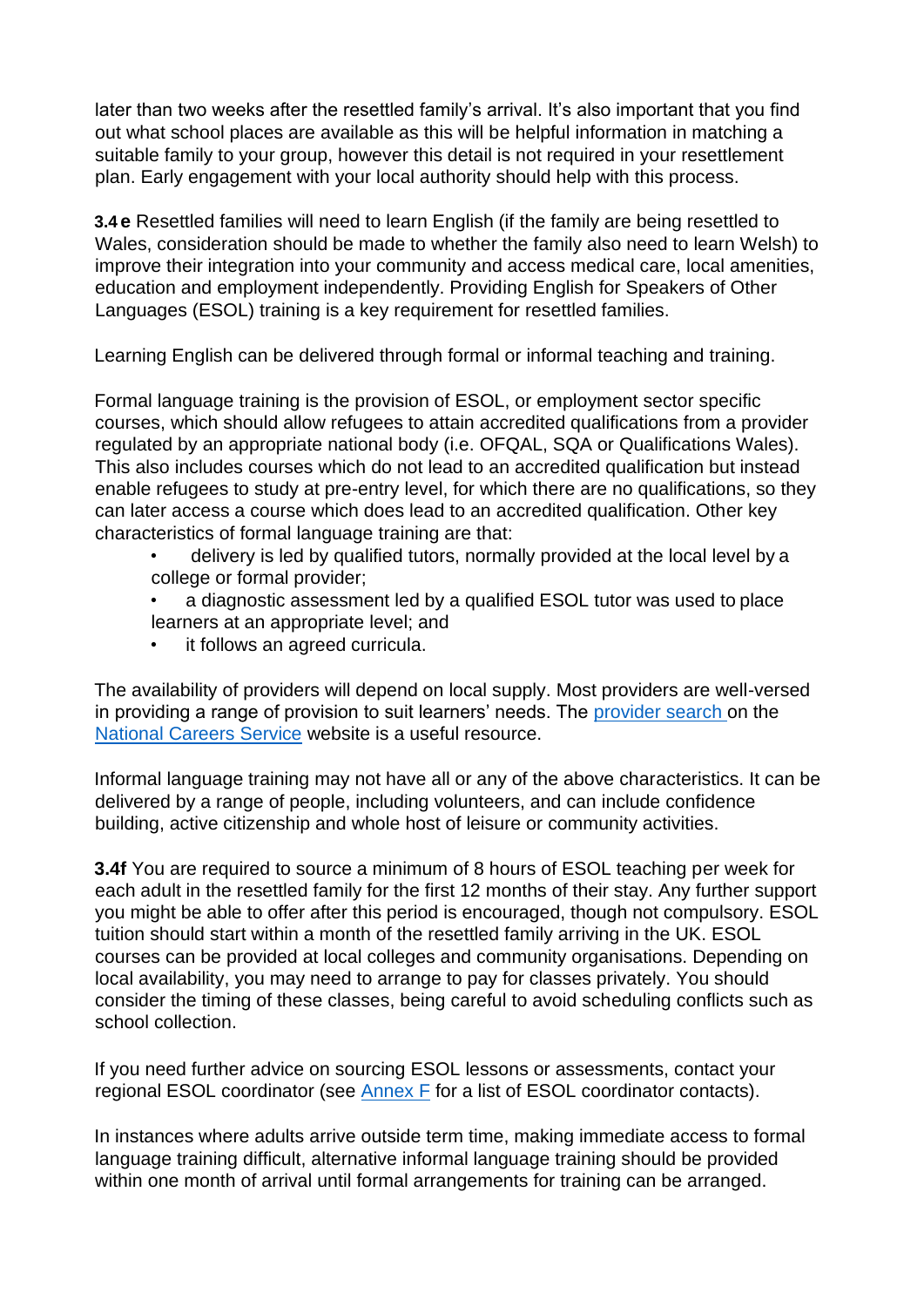later than two weeks after the resettled family's arrival. It's also important that you find out what school places are available as this will be helpful information in matching a suitable family to your group, however this detail is not required in your resettlement plan. Early engagement with your local authority should help with this process.

**3.4 e** Resettled families will need to learn English (if the family are being resettled to Wales, consideration should be made to whether the family also need to learn Welsh) to improve their integration into your community and access medical care, local amenities, education and employment independently. Providing English for Speakers of Other Languages (ESOL) training is a key requirement for resettled families.

Learning English can be delivered through formal or informal teaching and training.

Formal language training is the provision of ESOL, or employment sector specific courses, which should allow refugees to attain accredited qualifications from a provider regulated by an appropriate national body (i.e. OFQAL, SQA or Qualifications Wales). This also includes courses which do not lead to an accredited qualification but instead enable refugees to study at pre-entry level, for which there are no qualifications, so they can later access a course which does lead to an accredited qualification. Other key characteristics of formal language training are that:

- delivery is led by qualified tutors, normally provided at the local level by a college or formal provider;
- a diagnostic assessment led by a qualified ESOL tutor was used to place learners at an appropriate level; and
- it follows an agreed curricula.

The availability of providers will depend on local supply. Most providers are well-versed in providing a range of provision to suit learners' needs. The [provider search](#) on the [National Careers Service](#) website is a useful resource.

Informal language training may not have all or any of the above characteristics. It can be delivered by a range of people, including volunteers, and can include confidence building, active citizenship and whole host of leisure or community activities.

**3.4f** You are required to source a minimum of 8 hours of ESOL teaching per week for each adult in the resettled family for the first 12 months of their stay. Any further support you might be able to offer after this period is encouraged, though not compulsory. ESOL tuition should start within a month of the resettled family arriving in the UK. ESOL courses can be provided at local colleges and community organisations. Depending on local availability, you may need to arrange to pay for classes privately. You should consider the timing of these classes, being careful to avoid scheduling conflicts such as school collection.

If you need further advice on sourcing ESOL lessons or assessments, contact your regional ESOL coordinator (see [Annex F](#) for a list of ESOL coordinator contacts).

In instances where adults arrive outside term time, making immediate access to formal language training difficult, alternative informal language training should be provided within one month of arrival until formal arrangements for training can be arranged.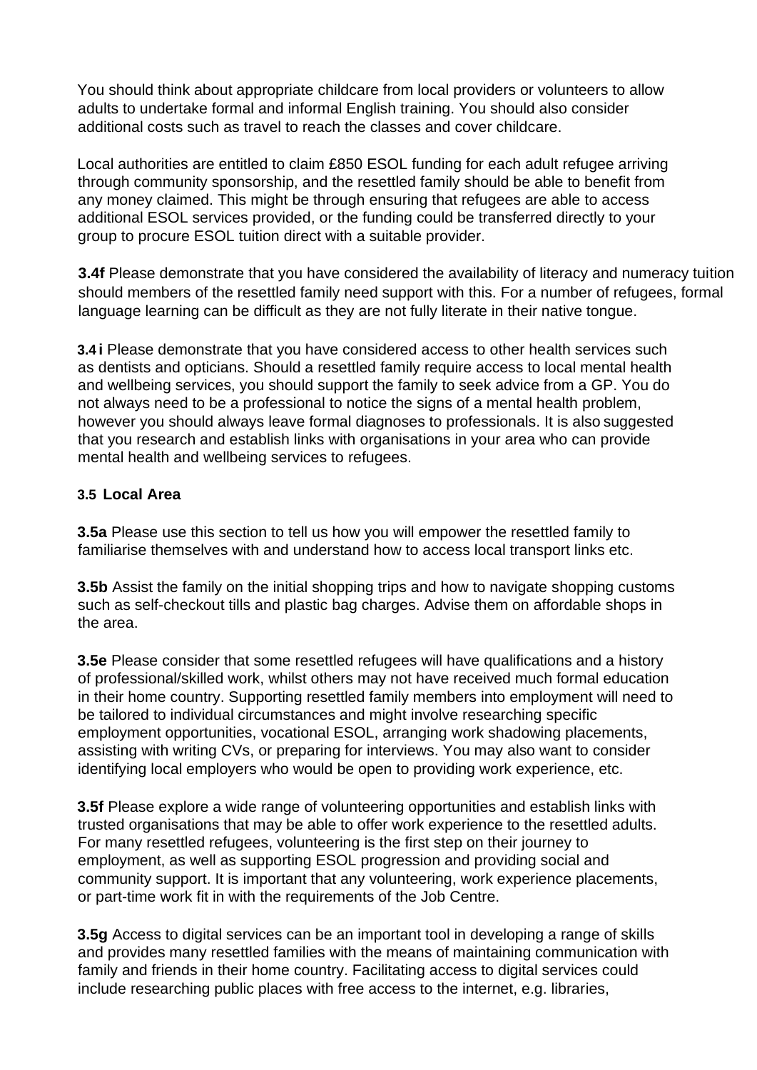You should think about appropriate childcare from local providers or volunteers to allow adults to undertake formal and informal English training. You should also consider additional costs such as travel to reach the classes and cover childcare.

Local authorities are entitled to claim £850 ESOL funding for each adult refugee arriving through community sponsorship, and the resettled family should be able to benefit from any money claimed. This might be through ensuring that refugees are able to access additional ESOL services provided, or the funding could be transferred directly to your group to procure ESOL tuition direct with a suitable provider.

**3.4f** Please demonstrate that you have considered the availability of literacy and numeracy tuition should members of the resettled family need support with this. For a number of refugees, formal language learning can be difficult as they are not fully literate in their native tongue.

**3.4 i** Please demonstrate that you have considered access to other health services such as dentists and opticians. Should a resettled family require access to local mental health and wellbeing services, you should support the family to seek advice from a GP. You do not always need to be a professional to notice the signs of a mental health problem, however you should always leave formal diagnoses to professionals. It is also suggested that you research and establish links with organisations in your area who can provide mental health and wellbeing services to refugees.

### 3.5 Local Area

**3.5a** Please use this section to tell us how you will empower the resettled family to familiarise themselves with and understand how to access local transport links etc.

**3.5b** Assist the family on the initial shopping trips and how to navigate shopping customs such as self-checkout tills and plastic bag charges. Advise them on affordable shops in the area.

**3.5e** Please consider that some resettled refugees will have qualifications and a history of professional/skilled work, whilst others may not have received much formal education in their home country. Supporting resettled family members into employment will need to be tailored to individual circumstances and might involve researching specific employment opportunities, vocational ESOL, arranging work shadowing placements, assisting with writing CVs, or preparing for interviews. You may also want to consider identifying local employers who would be open to providing work experience, etc.

**3.5f** Please explore a wide range of volunteering opportunities and establish links with trusted organisations that may be able to offer work experience to the resettled adults. For many resettled refugees, volunteering is the first step on their journey to employment, as well as supporting ESOL progression and providing social and community support. It is important that any volunteering, work experience placements, or part-time work fit in with the requirements of the Job Centre.

**3.5g** Access to digital services can be an important tool in developing a range of skills and provides many resettled families with the means of maintaining communication with family and friends in their home country. Facilitating access to digital services could include researching public places with free access to the internet, e.g. libraries,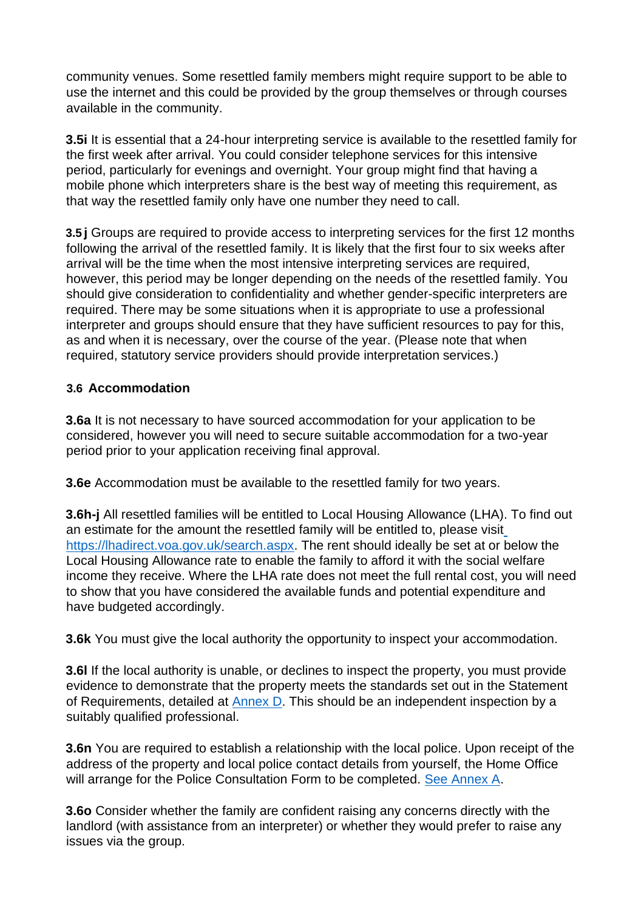community venues. Some resettled family members might require support to be able to use the internet and this could be provided by the group themselves or through courses available in the community.

**3.5i** It is essential that a 24-hour interpreting service is available to the resettled family for the first week after arrival. You could consider telephone services for this intensive period, particularly for evenings and overnight. Your group might find that having a mobile phone which interpreters share is the best way of meeting this requirement, as that way the resettled family only have one number they need to call.

**3.5 j** Groups are required to provide access to interpreting services for the first 12 months following the arrival of the resettled family. It is likely that the first four to six weeks after arrival will be the time when the most intensive interpreting services are required, however, this period may be longer depending on the needs of the resettled family. You should give consideration to confidentiality and whether gender-specific interpreters are required. There may be some situations when it is appropriate to use a professional interpreter and groups should ensure that they have sufficient resources to pay for this, as and when it is necessary, over the course of the year. (Please note that when required, statutory service providers should provide interpretation services.)

### 3.6 Accommodation

**3.6a** It is not necessary to have sourced accommodation for your application to be considered, however you will need to secure suitable accommodation for a two-year period prior to your application receiving final approval.

**3.6e** Accommodation must be available to the resettled family for two years.

**3.6h-j** All resettled families will be entitled to Local Housing Allowance (LHA). To find out an estimate for the amount the resettled family will be entitled to, please visit https://lhadirect.voa.gov.uk/search.aspx. The rent should ideally be set at or below the Local Housing Allowance rate to enable the family to afford it with the social welfare income they receive. Where the LHA rate does not meet the full rental cost, you will need to show that you have considered the available funds and potential expenditure and have budgeted accordingly.

**3.6k** You must give the local authority the opportunity to inspect your accommodation.

**3.6l** If the local authority is unable, or declines to inspect the property, you must provide evidence to demonstrate that the property meets the standards set out in the Statement of Requirements, detailed at Annex D. This should be an independent inspection by a suitably qualified professional.

**3.6n** You are required to establish a relationship with the local police. Upon receipt of the address of the property and local police contact details from yourself, the Home Office will arrange for the Police Consultation Form to be completed. See Annex A.

**3.6o** Consider whether the family are confident raising any concerns directly with the landlord (with assistance from an interpreter) or whether they would prefer to raise any issues via the group.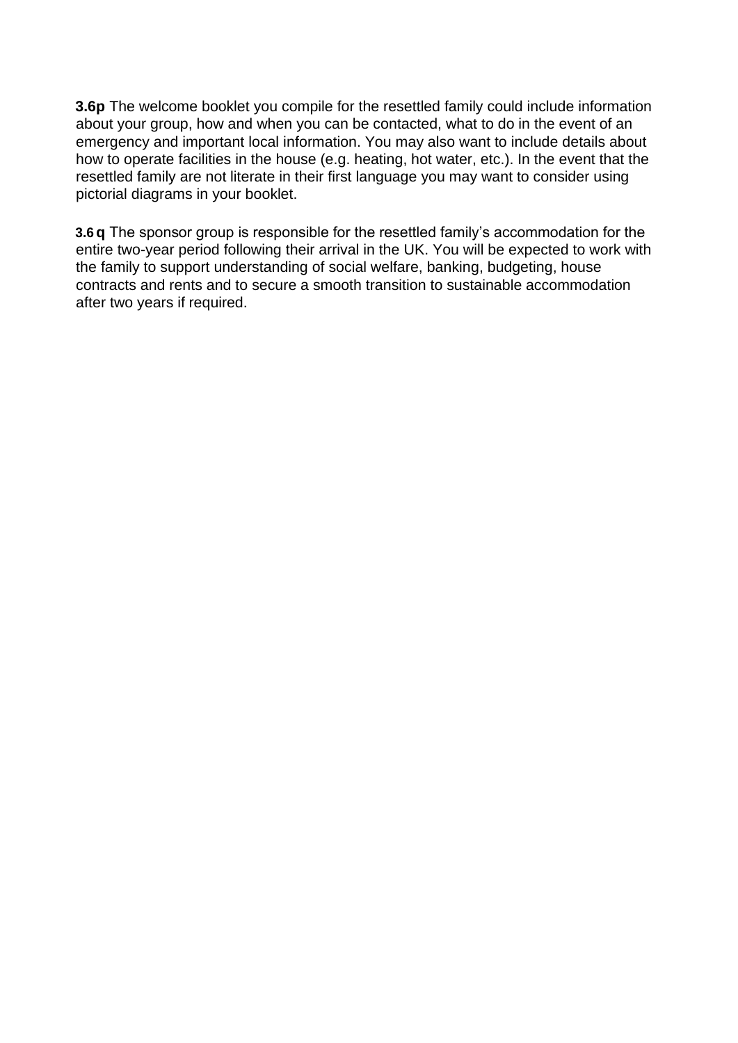**3.6p** The welcome booklet you compile for the resettled family could include information about your group, how and when you can be contacted, what to do in the event of an emergency and important local information. You may also want to include details about how to operate facilities in the house (e.g. heating, hot water, etc.). In the event that the resettled family are not literate in their first language you may want to consider using pictorial diagrams in your booklet.

**3.6 q** The sponsor group is responsible for the resettled family's accommodation for the entire two-year period following their arrival in the UK. You will be expected to work with the family to support understanding of social welfare, banking, budgeting, house contracts and rents and to secure a smooth transition to sustainable accommodation after two years if required.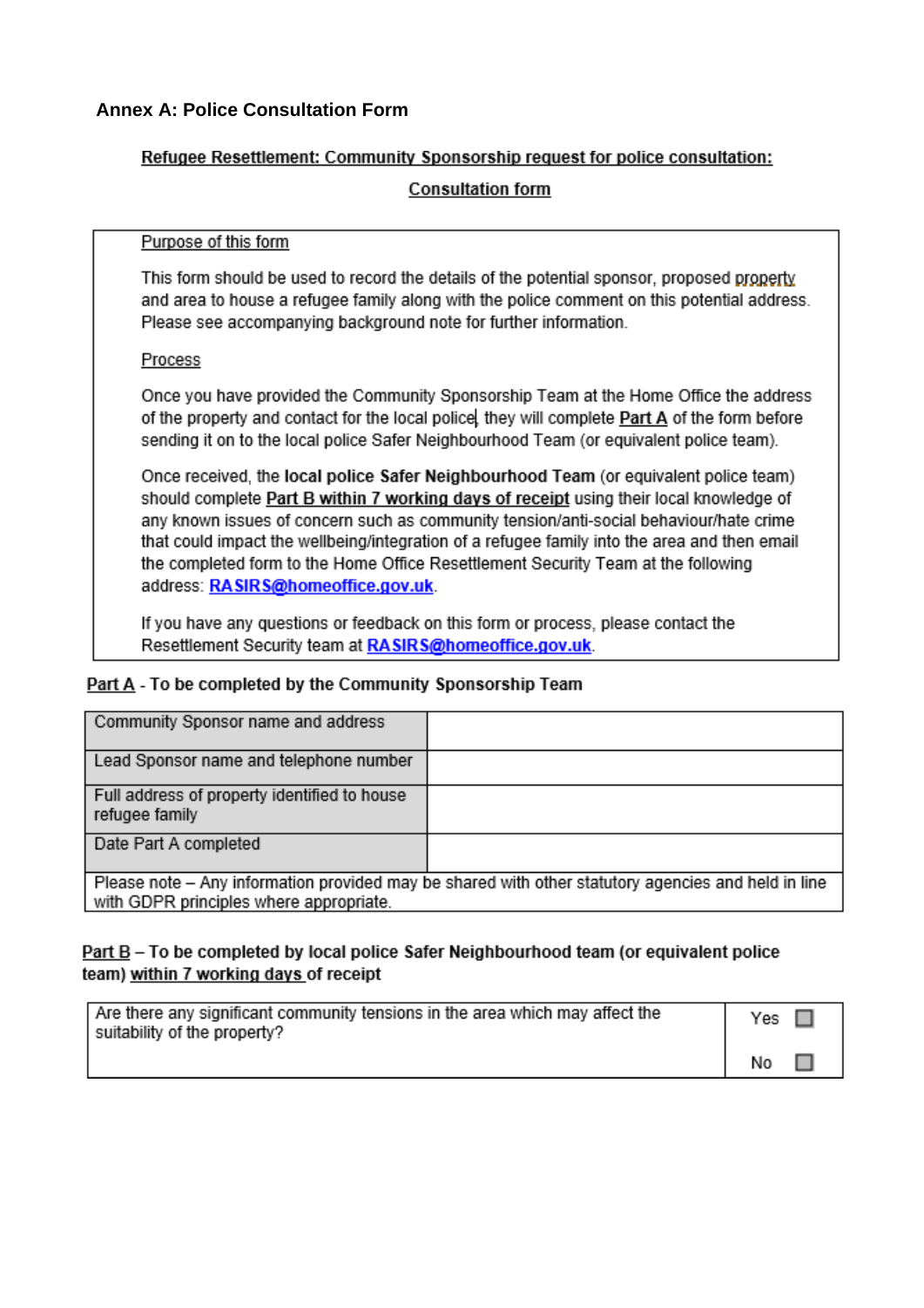## Annex A: Police Consultation Form

**Refugee Resettlement: Community Sponsorship request for police consultation:**

**Consultation form**

| Purpose of this form |
|---|
| This form should be used to record the details of the potential sponsor, proposed property and area to house a refugee family along with the police comment on this potential address. Please see accompanying background note for further information. |
| Process |
| Once you have provided the Community Sponsorship Team at the Home Office the address of the property and contact for the local police, they will complete **Part A** of the form before sending it on to the local police Safer Neighbourhood Team (or equivalent police team). |
| Once received, the **local police Safer Neighbourhood Team** (or equivalent police team) should complete **Part B within 7 working days of receipt** using their local knowledge of any known issues of concern such as community tension/anti-social behaviour/hate crime that could impact the wellbeing/integration of a refugee family into the area and then email the completed form to the Home Office Resettlement Security Team at the following address: **RASIRS@homeoffice.gov.uk**. |
| If you have any questions or feedback on this form or process, please contact the Resettlement Security team at **RASIRS@homeoffice.gov.uk**. |

**Part A - To be completed by the Community Sponsorship Team**

| Community Sponsor name and address | |
|---|---|
| Lead Sponsor name and telephone number | |
| Full address of property identified to house refugee family | |
| Date Part A completed | |
| Please note – Any information provided may be shared with other statutory agencies and held in line with GDPR principles where appropriate. | |

**Part B – To be completed by local police Safer Neighbourhood team (or equivalent police team) within 7 working days of receipt**

| Are there any significant community tensions in the area which may affect the suitability of the property? | Yes ☐<br>No ☐ |
|---|---|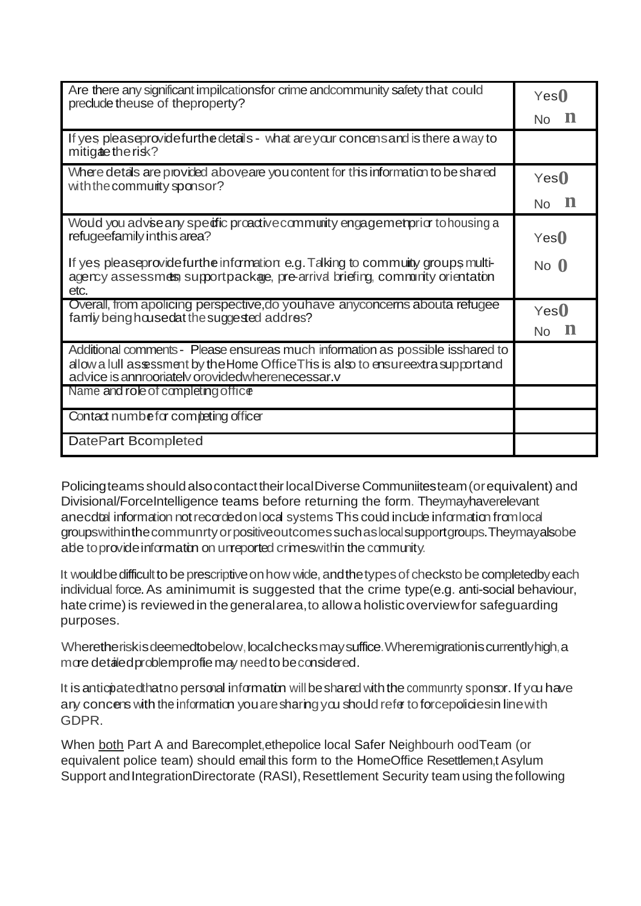| | |
|---|---|
| Are there any significant impilcationsfor crime andcommunity safety that could preclude theuse of theproperty? | Yes☐<br>No ☐ |
| If yes, pleaseprovide further details - what are your concerns and is there a way to mitigate the risk? | |
| Where details are provided above, are you content for this information to be shared with the community sponsor? | Yes☐<br>No ☐ |
| Would you advise any specific proactive community engagement prior to housing a refugeefamily inthis area?<br><br>If yes, pleaseprovide further information: e.g. Talking to community groups, multi-agency assessments, support package, pre-arrival briefing, community orientation etc. | Yes☐<br>No ☐ |
| Overall, from apolicing perspective, do youhave anyconcerns abouta refugee family being housedat the suggested address? | Yes☐<br>No ☐ |
| Additional comments - Please ensureas much information as possible isshared to allow a full assessment by the Home Office. This is also to ensure extra support and advice is appropriately provided where necessary. | |
| Name and role of completing officer | |
| Contact number for completing officer | |
| DatePart Bcompleted | |

Policing teams should also contact their local Diverse Communiites team (or equivalent) and Divisional/ForceIntelligence teams before returning the form. Theymay have relevant anecdotal information not recorded on local systems. This could include information from local groups within the community or positive outcomes such as local support groups. They may also be able to provide information on unreported crimes within the community.

It would be difficult to be prescriptive on how wide, and the types of checks to be completed by each individual force. As a minimum it is suggested that the crime type (e.g. anti-social behaviour, hate crime) is reviewed in the general area, to allow a holistic overview for safeguarding purposes.

Where the risk is deemed to be low, local checks may suffice. Where migration is currently high, a more detailed problem profile may need to be considered.

It is anticipated that no personal information will be shared with the community sponsor. If you have any concerns with the information you are sharing you should refer to force policies in line with GDPR.

When <u>both</u> Part A and B are complete, the police local Safer Neighbourhood Team (or equivalent police team) should email this form to the Home Office Resettlement, Asylum Support and Integration Directorate (RASI), Resettlement Security team using the following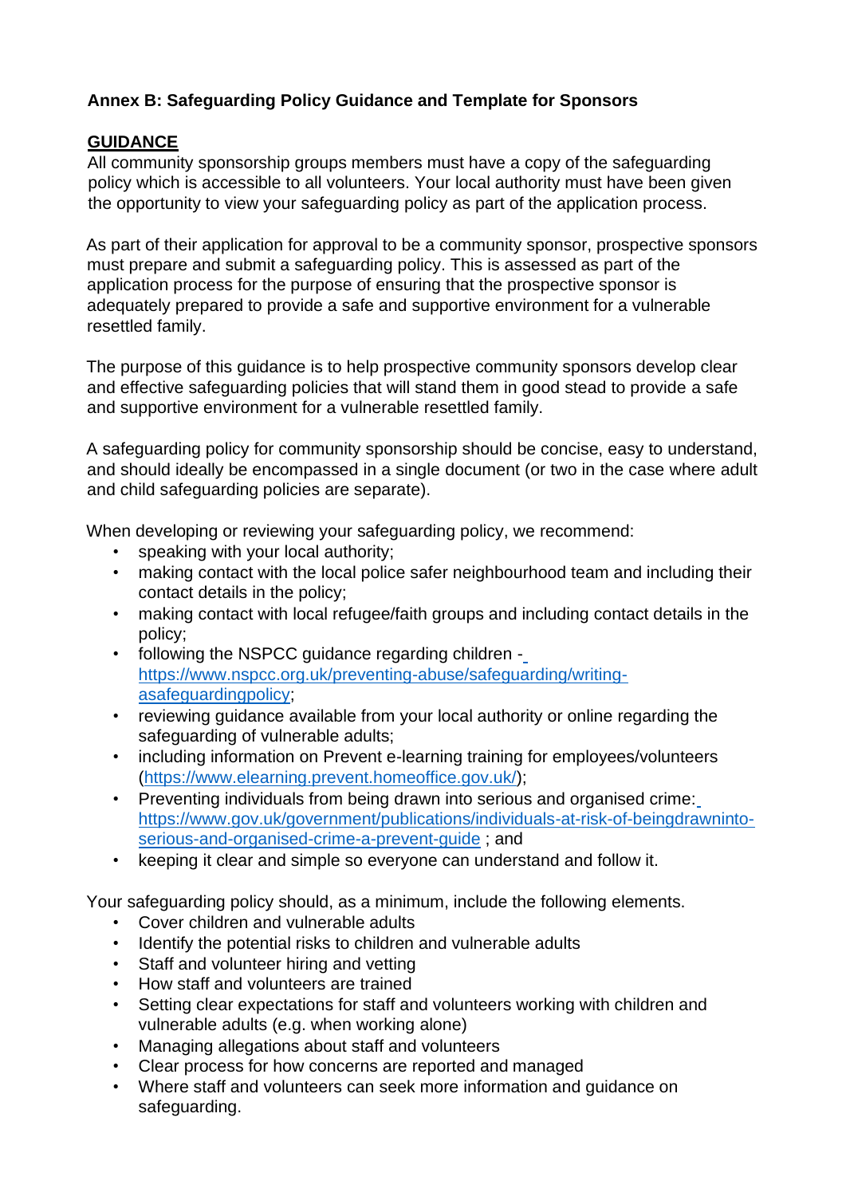**Annex B: Safeguarding Policy Guidance and Template for Sponsors**

**GUIDANCE**

All community sponsorship groups members must have a copy of the safeguarding policy which is accessible to all volunteers. Your local authority must have been given the opportunity to view your safeguarding policy as part of the application process.

As part of their application for approval to be a community sponsor, prospective sponsors must prepare and submit a safeguarding policy. This is assessed as part of the application process for the purpose of ensuring that the prospective sponsor is adequately prepared to provide a safe and supportive environment for a vulnerable resettled family.

The purpose of this guidance is to help prospective community sponsors develop clear and effective safeguarding policies that will stand them in good stead to provide a safe and supportive environment for a vulnerable resettled family.

A safeguarding policy for community sponsorship should be concise, easy to understand, and should ideally be encompassed in a single document (or two in the case where adult and child safeguarding policies are separate).

When developing or reviewing your safeguarding policy, we recommend:

- speaking with your local authority;
- making contact with the local police safer neighbourhood team and including their contact details in the policy;
- making contact with local refugee/faith groups and including contact details in the policy;
- following the NSPCC guidance regarding children - https://www.nspcc.org.uk/preventing-abuse/safeguarding/writing-asafeguardingpolicy;
- reviewing guidance available from your local authority or online regarding the safeguarding of vulnerable adults;
- including information on Prevent e-learning training for employees/volunteers (https://www.elearning.prevent.homeoffice.gov.uk/);
- Preventing individuals from being drawn into serious and organised crime: https://www.gov.uk/government/publications/individuals-at-risk-of-beingdrawninto-serious-and-organised-crime-a-prevent-guide ; and
- keeping it clear and simple so everyone can understand and follow it.

Your safeguarding policy should, as a minimum, include the following elements.

- Cover children and vulnerable adults
- Identify the potential risks to children and vulnerable adults
- Staff and volunteer hiring and vetting
- How staff and volunteers are trained
- Setting clear expectations for staff and volunteers working with children and vulnerable adults (e.g. when working alone)
- Managing allegations about staff and volunteers
- Clear process for how concerns are reported and managed
- Where staff and volunteers can seek more information and guidance on safeguarding.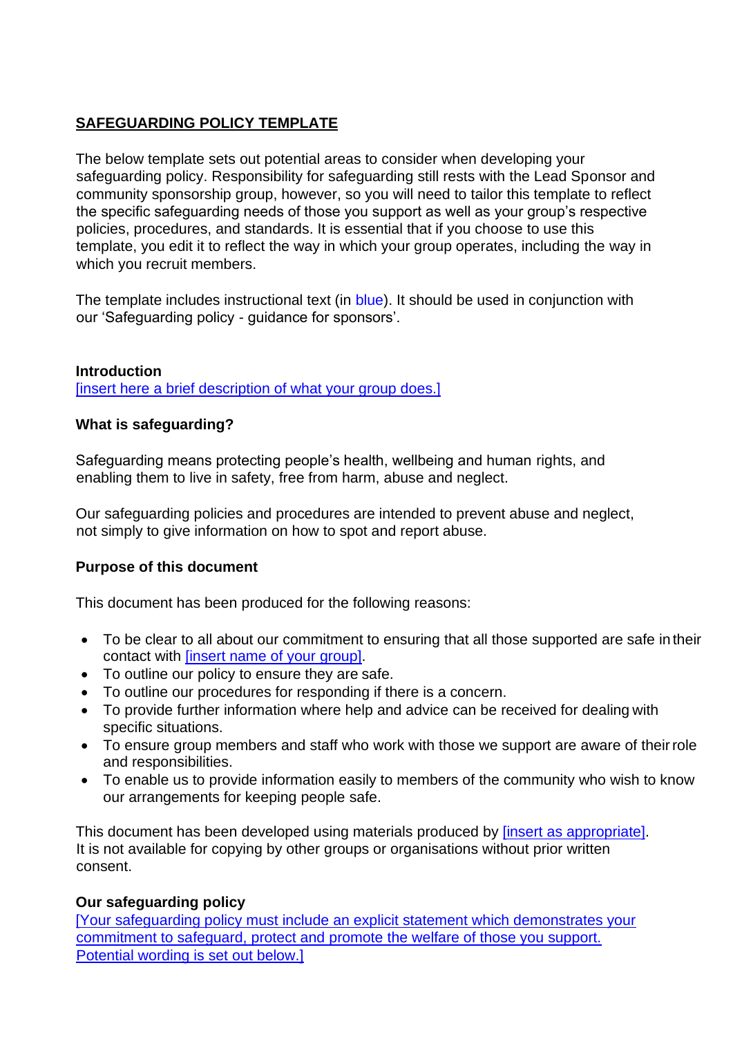**SAFEGUARDING POLICY TEMPLATE**

The below template sets out potential areas to consider when developing your safeguarding policy. Responsibility for safeguarding still rests with the Lead Sponsor and community sponsorship group, however, so you will need to tailor this template to reflect the specific safeguarding needs of those you support as well as your group's respective policies, procedures, and standards. It is essential that if you choose to use this template, you edit it to reflect the way in which your group operates, including the way in which you recruit members.

The template includes instructional text (in blue). It should be used in conjunction with our 'Safeguarding policy - guidance for sponsors'.

**Introduction**
[insert here a brief description of what your group does.]

**What is safeguarding?**

Safeguarding means protecting people's health, wellbeing and human rights, and enabling them to live in safety, free from harm, abuse and neglect.

Our safeguarding policies and procedures are intended to prevent abuse and neglect, not simply to give information on how to spot and report abuse.

**Purpose of this document**

This document has been produced for the following reasons:

- To be clear to all about our commitment to ensuring that all those supported are safe in their contact with [insert name of your group].
- To outline our policy to ensure they are safe.
- To outline our procedures for responding if there is a concern.
- To provide further information where help and advice can be received for dealing with specific situations.
- To ensure group members and staff who work with those we support are aware of their role and responsibilities.
- To enable us to provide information easily to members of the community who wish to know our arrangements for keeping people safe.

This document has been developed using materials produced by [insert as appropriate]. It is not available for copying by other groups or organisations without prior written consent.

**Our safeguarding policy**
[Your safeguarding policy must include an explicit statement which demonstrates your commitment to safeguard, protect and promote the welfare of those you support. Potential wording is set out below.]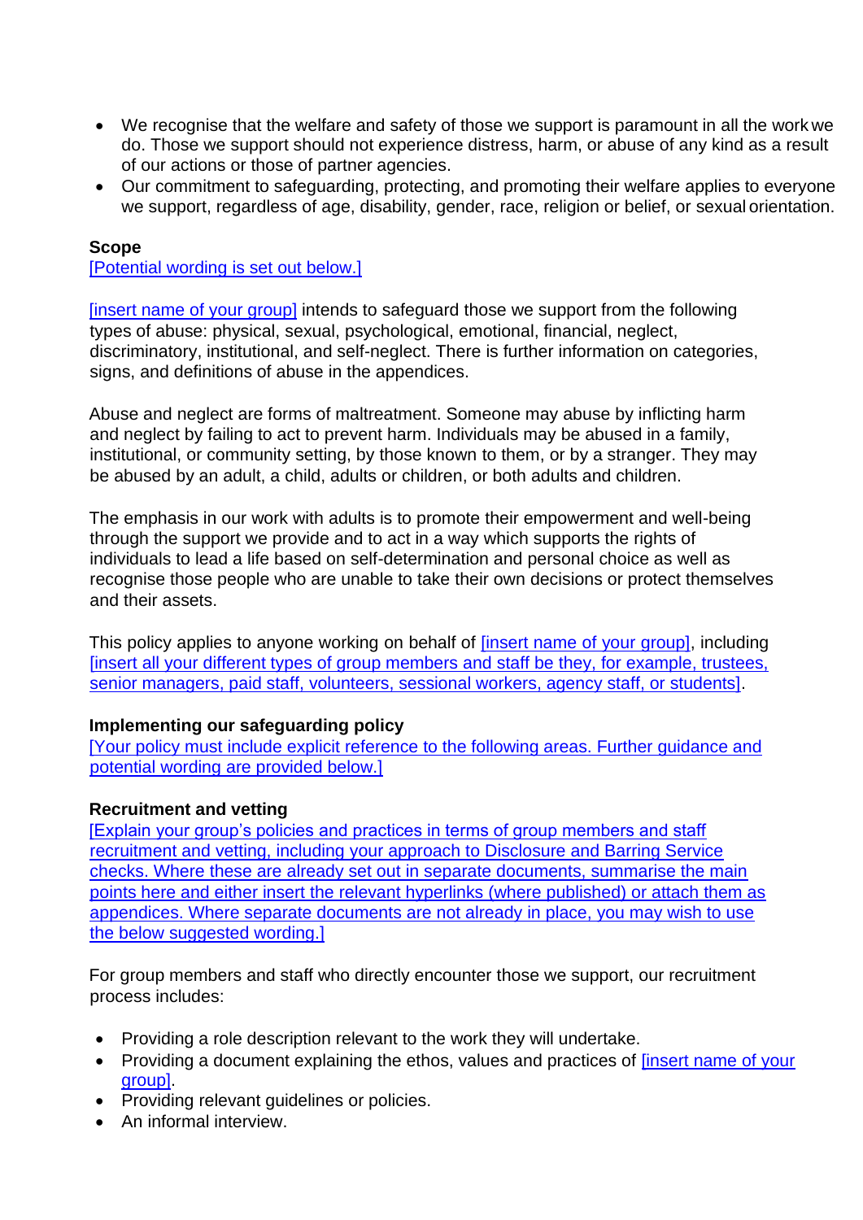- We recognise that the welfare and safety of those we support is paramount in all the work we do. Those we support should not experience distress, harm, or abuse of any kind as a result of our actions or those of partner agencies.
- Our commitment to safeguarding, protecting, and promoting their welfare applies to everyone we support, regardless of age, disability, gender, race, religion or belief, or sexual orientation.

**Scope**

[Potential wording is set out below.]

[insert name of your group] intends to safeguard those we support from the following types of abuse: physical, sexual, psychological, emotional, financial, neglect, discriminatory, institutional, and self-neglect. There is further information on categories, signs, and definitions of abuse in the appendices.

Abuse and neglect are forms of maltreatment. Someone may abuse by inflicting harm and neglect by failing to act to prevent harm. Individuals may be abused in a family, institutional, or community setting, by those known to them, or by a stranger. They may be abused by an adult, a child, adults or children, or both adults and children.

The emphasis in our work with adults is to promote their empowerment and well-being through the support we provide and to act in a way which supports the rights of individuals to lead a life based on self-determination and personal choice as well as recognise those people who are unable to take their own decisions or protect themselves and their assets.

This policy applies to anyone working on behalf of [insert name of your group], including [insert all your different types of group members and staff be they, for example, trustees, senior managers, paid staff, volunteers, sessional workers, agency staff, or students].

**Implementing our safeguarding policy**

[Your policy must include explicit reference to the following areas. Further guidance and potential wording are provided below.]

**Recruitment and vetting**

[Explain your group's policies and practices in terms of group members and staff recruitment and vetting, including your approach to Disclosure and Barring Service checks. Where these are already set out in separate documents, summarise the main points here and either insert the relevant hyperlinks (where published) or attach them as appendices. Where separate documents are not already in place, you may wish to use the below suggested wording.]

For group members and staff who directly encounter those we support, our recruitment process includes:

- Providing a role description relevant to the work they will undertake.
- Providing a document explaining the ethos, values and practices of [insert name of your group].
- Providing relevant guidelines or policies.
- An informal interview.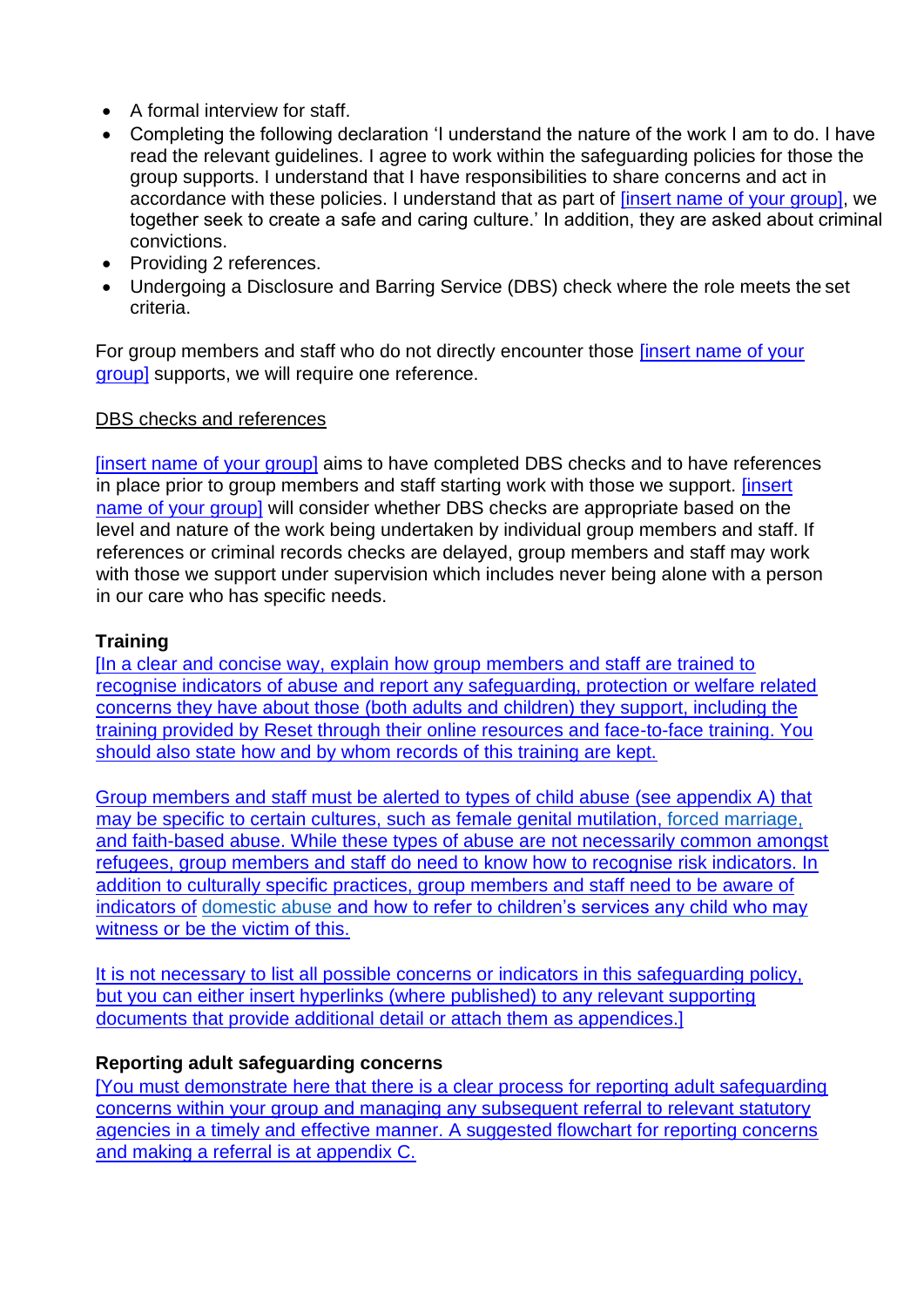- A formal interview for staff.
- Completing the following declaration 'I understand the nature of the work I am to do. I have read the relevant guidelines. I agree to work within the safeguarding policies for those the group supports. I understand that I have responsibilities to share concerns and act in accordance with these policies. I understand that as part of [insert name of your group], we together seek to create a safe and caring culture.' In addition, they are asked about criminal convictions.
- Providing 2 references.
- Undergoing a Disclosure and Barring Service (DBS) check where the role meets the set criteria.

For group members and staff who do not directly encounter those [insert name of your group] supports, we will require one reference.

DBS checks and references

[insert name of your group] aims to have completed DBS checks and to have references in place prior to group members and staff starting work with those we support. [insert name of your group] will consider whether DBS checks are appropriate based on the level and nature of the work being undertaken by individual group members and staff. If references or criminal records checks are delayed, group members and staff may work with those we support under supervision which includes never being alone with a person in our care who has specific needs.

**Training**

[In a clear and concise way, explain how group members and staff are trained to recognise indicators of abuse and report any safeguarding, protection or welfare related concerns they have about those (both adults and children) they support, including the training provided by Reset through their online resources and face-to-face training. You should also state how and by whom records of this training are kept.

Group members and staff must be alerted to types of child abuse (see appendix A) that may be specific to certain cultures, such as female genital mutilation, forced marriage, and faith-based abuse. While these types of abuse are not necessarily common amongst refugees, group members and staff do need to know how to recognise risk indicators. In addition to culturally specific practices, group members and staff need to be aware of indicators of domestic abuse and how to refer to children's services any child who may witness or be the victim of this.

It is not necessary to list all possible concerns or indicators in this safeguarding policy, but you can either insert hyperlinks (where published) to any relevant supporting documents that provide additional detail or attach them as appendices.]

**Reporting adult safeguarding concerns**

[You must demonstrate here that there is a clear process for reporting adult safeguarding concerns within your group and managing any subsequent referral to relevant statutory agencies in a timely and effective manner. A suggested flowchart for reporting concerns and making a referral is at appendix C.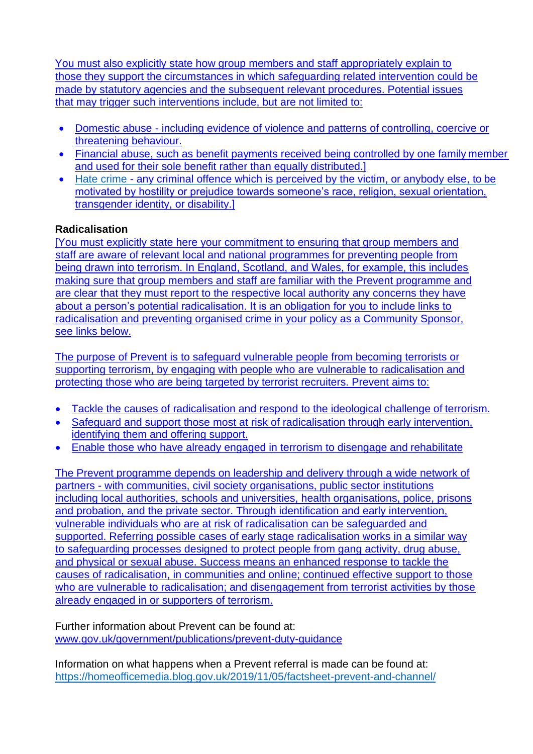You must also explicitly state how group members and staff appropriately explain to those they support the circumstances in which safeguarding related intervention could be made by statutory agencies and the subsequent relevant procedures. Potential issues that may trigger such interventions include, but are not limited to:

- Domestic abuse - including evidence of violence and patterns of controlling, coercive or threatening behaviour.
- Financial abuse, such as benefit payments received being controlled by one family member and used for their sole benefit rather than equally distributed.]
- Hate crime - any criminal offence which is perceived by the victim, or anybody else, to be motivated by hostility or prejudice towards someone's race, religion, sexual orientation, transgender identity, or disability.]

**Radicalisation**

[You must explicitly state here your commitment to ensuring that group members and staff are aware of relevant local and national programmes for preventing people from being drawn into terrorism. In England, Scotland, and Wales, for example, this includes making sure that group members and staff are familiar with the Prevent programme and are clear that they must report to the respective local authority any concerns they have about a person's potential radicalisation. It is an obligation for you to include links to radicalisation and preventing organised crime in your policy as a Community Sponsor, see links below.

The purpose of Prevent is to safeguard vulnerable people from becoming terrorists or supporting terrorism, by engaging with people who are vulnerable to radicalisation and protecting those who are being targeted by terrorist recruiters. Prevent aims to:

- Tackle the causes of radicalisation and respond to the ideological challenge of terrorism.
- Safeguard and support those most at risk of radicalisation through early intervention, identifying them and offering support.
- Enable those who have already engaged in terrorism to disengage and rehabilitate

The Prevent programme depends on leadership and delivery through a wide network of partners - with communities, civil society organisations, public sector institutions including local authorities, schools and universities, health organisations, police, prisons and probation, and the private sector. Through identification and early intervention, vulnerable individuals who are at risk of radicalisation can be safeguarded and supported. Referring possible cases of early stage radicalisation works in a similar way to safeguarding processes designed to protect people from gang activity, drug abuse, and physical or sexual abuse. Success means an enhanced response to tackle the causes of radicalisation, in communities and online; continued effective support to those who are vulnerable to radicalisation; and disengagement from terrorist activities by those already engaged in or supporters of terrorism.

Further information about Prevent can be found at:
www.gov.uk/government/publications/prevent-duty-guidance

Information on what happens when a Prevent referral is made can be found at:
https://homeofficemedia.blog.gov.uk/2019/11/05/factsheet-prevent-and-channel/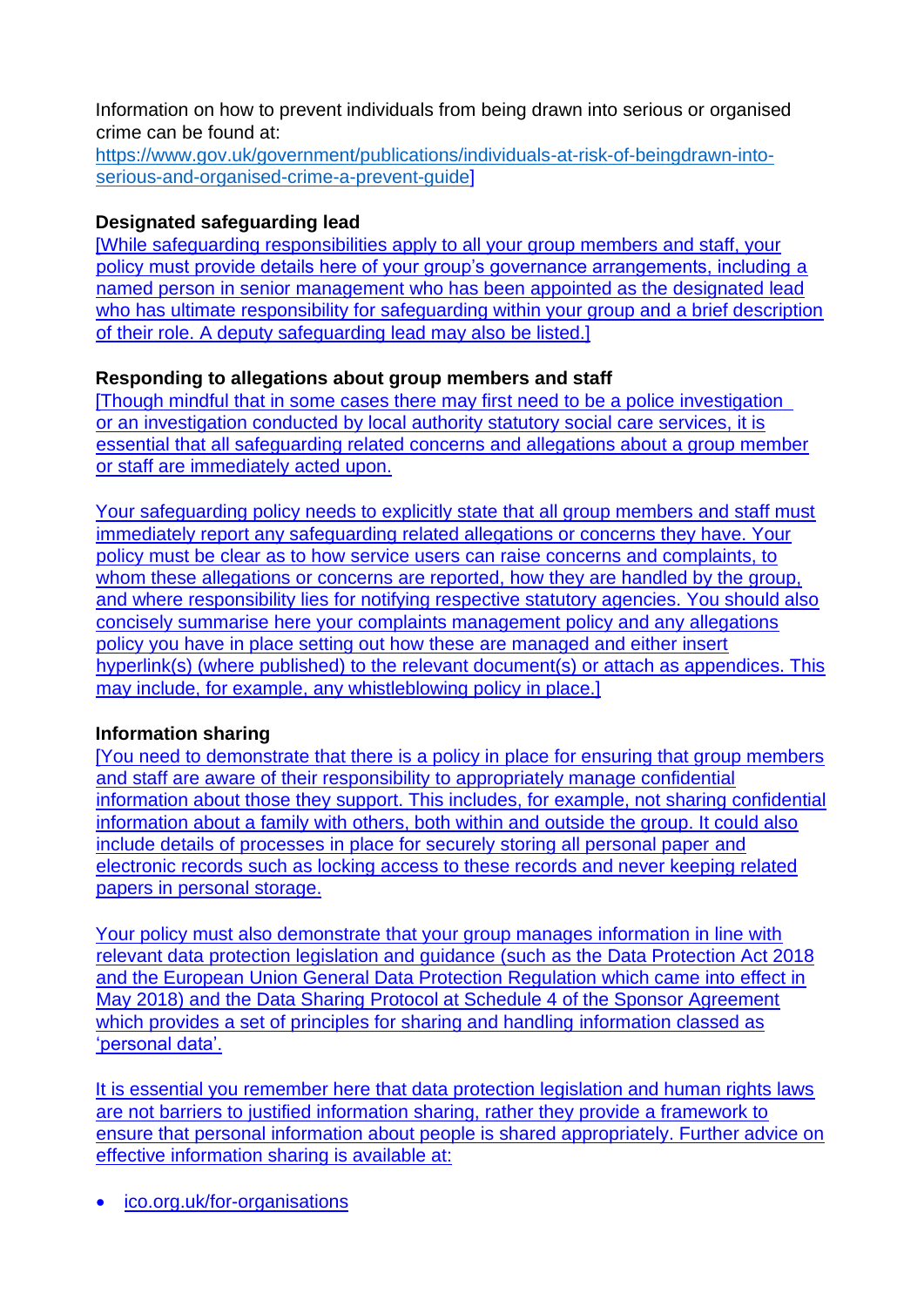Information on how to prevent individuals from being drawn into serious or organised crime can be found at:
https://www.gov.uk/government/publications/individuals-at-risk-of-beingdrawn-into-serious-and-organised-crime-a-prevent-guide]

**Designated safeguarding lead**

[While safeguarding responsibilities apply to all your group members and staff, your policy must provide details here of your group's governance arrangements, including a named person in senior management who has been appointed as the designated lead who has ultimate responsibility for safeguarding within your group and a brief description of their role. A deputy safeguarding lead may also be listed.]

**Responding to allegations about group members and staff**

[Though mindful that in some cases there may first need to be a police investigation or an investigation conducted by local authority statutory social care services, it is essential that all safeguarding related concerns and allegations about a group member or staff are immediately acted upon.

Your safeguarding policy needs to explicitly state that all group members and staff must immediately report any safeguarding related allegations or concerns they have. Your policy must be clear as to how service users can raise concerns and complaints, to whom these allegations or concerns are reported, how they are handled by the group, and where responsibility lies for notifying respective statutory agencies. You should also concisely summarise here your complaints management policy and any allegations policy you have in place setting out how these are managed and either insert hyperlink(s) (where published) to the relevant document(s) or attach as appendices. This may include, for example, any whistleblowing policy in place.]

**Information sharing**

[You need to demonstrate that there is a policy in place for ensuring that group members and staff are aware of their responsibility to appropriately manage confidential information about those they support. This includes, for example, not sharing confidential information about a family with others, both within and outside the group. It could also include details of processes in place for securely storing all personal paper and electronic records such as locking access to these records and never keeping related papers in personal storage.

Your policy must also demonstrate that your group manages information in line with relevant data protection legislation and guidance (such as the Data Protection Act 2018 and the European Union General Data Protection Regulation which came into effect in May 2018) and the Data Sharing Protocol at Schedule 4 of the Sponsor Agreement which provides a set of principles for sharing and handling information classed as 'personal data'.

It is essential you remember here that data protection legislation and human rights laws are not barriers to justified information sharing, rather they provide a framework to ensure that personal information about people is shared appropriately. Further advice on effective information sharing is available at:

- ico.org.uk/for-organisations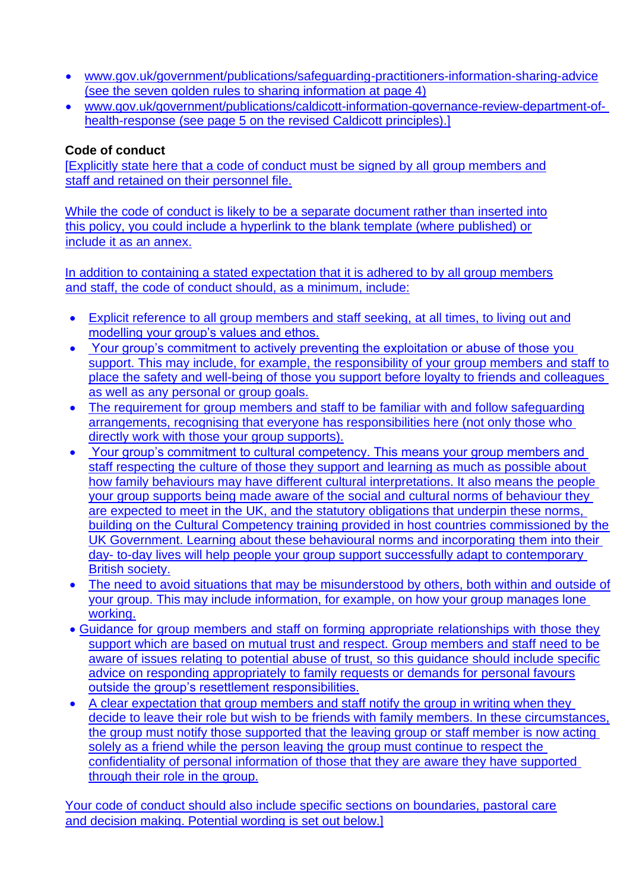- www.gov.uk/government/publications/safeguarding-practitioners-information-sharing-advice (see the seven golden rules to sharing information at page 4)
- www.gov.uk/government/publications/caldicott-information-governance-review-department-of-health-response (see page 5 on the revised Caldicott principles).]

**Code of conduct**

[Explicitly state here that a code of conduct must be signed by all group members and staff and retained on their personnel file.

While the code of conduct is likely to be a separate document rather than inserted into this policy, you could include a hyperlink to the blank template (where published) or include it as an annex.

In addition to containing a stated expectation that it is adhered to by all group members and staff, the code of conduct should, as a minimum, include:

- Explicit reference to all group members and staff seeking, at all times, to living out and modelling your group's values and ethos.
- Your group's commitment to actively preventing the exploitation or abuse of those you support. This may include, for example, the responsibility of your group members and staff to place the safety and well-being of those you support before loyalty to friends and colleagues as well as any personal or group goals.
- The requirement for group members and staff to be familiar with and follow safeguarding arrangements, recognising that everyone has responsibilities here (not only those who directly work with those your group supports).
- Your group's commitment to cultural competency. This means your group members and staff respecting the culture of those they support and learning as much as possible about how family behaviours may have different cultural interpretations. It also means the people your group supports being made aware of the social and cultural norms of behaviour they are expected to meet in the UK, and the statutory obligations that underpin these norms, building on the Cultural Competency training provided in host countries commissioned by the UK Government. Learning about these behavioural norms and incorporating them into their day- to-day lives will help people your group support successfully adapt to contemporary British society.
- The need to avoid situations that may be misunderstood by others, both within and outside of your group. This may include information, for example, on how your group manages lone working.
- Guidance for group members and staff on forming appropriate relationships with those they support which are based on mutual trust and respect. Group members and staff need to be aware of issues relating to potential abuse of trust, so this guidance should include specific advice on responding appropriately to family requests or demands for personal favours outside the group's resettlement responsibilities.
- A clear expectation that group members and staff notify the group in writing when they decide to leave their role but wish to be friends with family members. In these circumstances, the group must notify those supported that the leaving group or staff member is now acting solely as a friend while the person leaving the group must continue to respect the confidentiality of personal information of those that they are aware they have supported through their role in the group.

Your code of conduct should also include specific sections on boundaries, pastoral care and decision making. Potential wording is set out below.]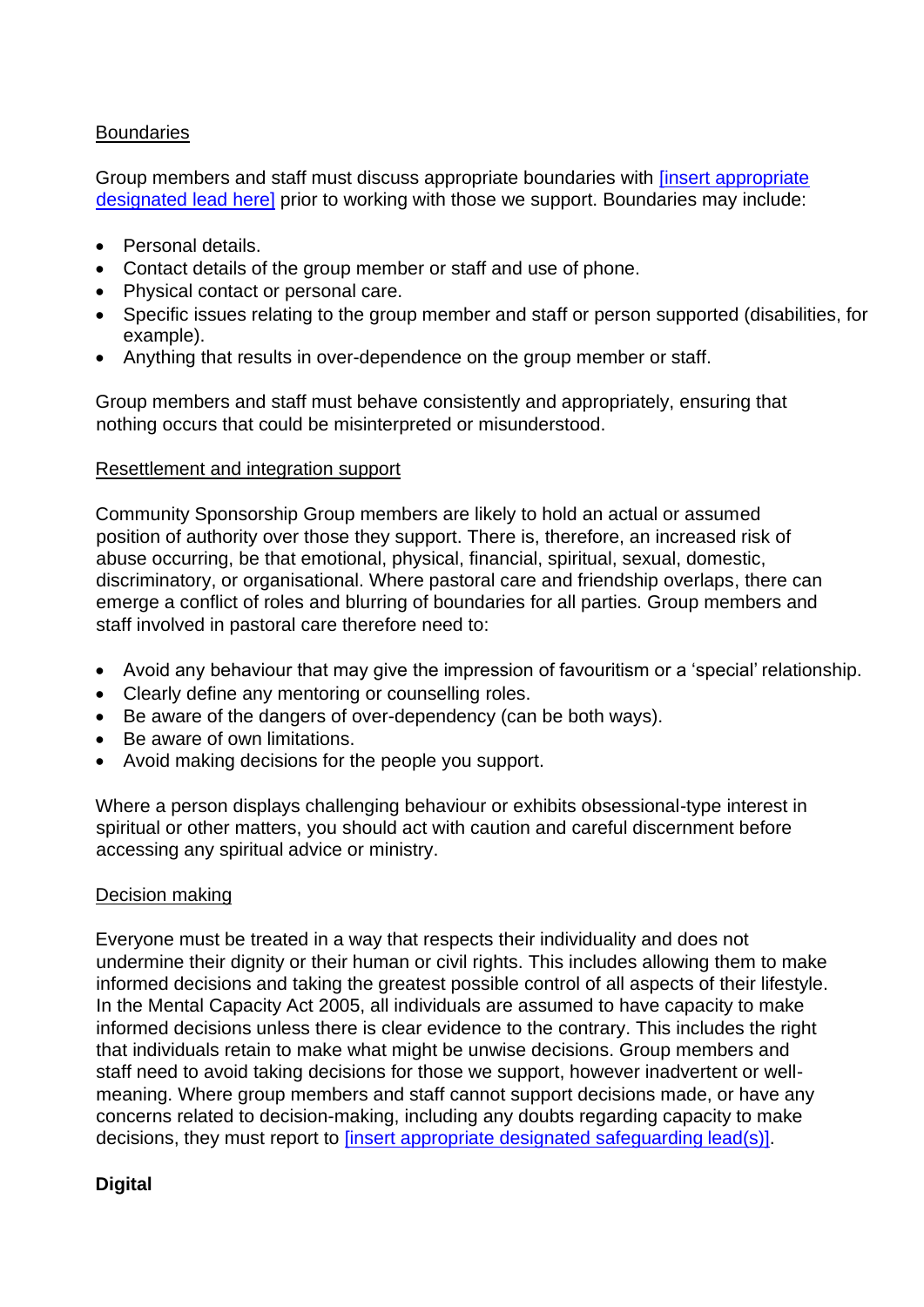<u>Boundaries</u>

Group members and staff must discuss appropriate boundaries with [insert appropriate designated lead here] prior to working with those we support. Boundaries may include:

- Personal details.
- Contact details of the group member or staff and use of phone.
- Physical contact or personal care.
- Specific issues relating to the group member and staff or person supported (disabilities, for example).
- Anything that results in over-dependence on the group member or staff.

Group members and staff must behave consistently and appropriately, ensuring that nothing occurs that could be misinterpreted or misunderstood.

<u>Resettlement and integration support</u>

Community Sponsorship Group members are likely to hold an actual or assumed position of authority over those they support. There is, therefore, an increased risk of abuse occurring, be that emotional, physical, financial, spiritual, sexual, domestic, discriminatory, or organisational. Where pastoral care and friendship overlaps, there can emerge a conflict of roles and blurring of boundaries for all parties. Group members and staff involved in pastoral care therefore need to:

- Avoid any behaviour that may give the impression of favouritism or a 'special' relationship.
- Clearly define any mentoring or counselling roles.
- Be aware of the dangers of over-dependency (can be both ways).
- Be aware of own limitations.
- Avoid making decisions for the people you support.

Where a person displays challenging behaviour or exhibits obsessional-type interest in spiritual or other matters, you should act with caution and careful discernment before accessing any spiritual advice or ministry.

<u>Decision making</u>

Everyone must be treated in a way that respects their individuality and does not undermine their dignity or their human or civil rights. This includes allowing them to make informed decisions and taking the greatest possible control of all aspects of their lifestyle. In the Mental Capacity Act 2005, all individuals are assumed to have capacity to make informed decisions unless there is clear evidence to the contrary. This includes the right that individuals retain to make what might be unwise decisions. Group members and staff need to avoid taking decisions for those we support, however inadvertent or well-meaning. Where group members and staff cannot support decisions made, or have any concerns related to decision-making, including any doubts regarding capacity to make decisions, they must report to [insert appropriate designated safeguarding lead(s)].

**Digital**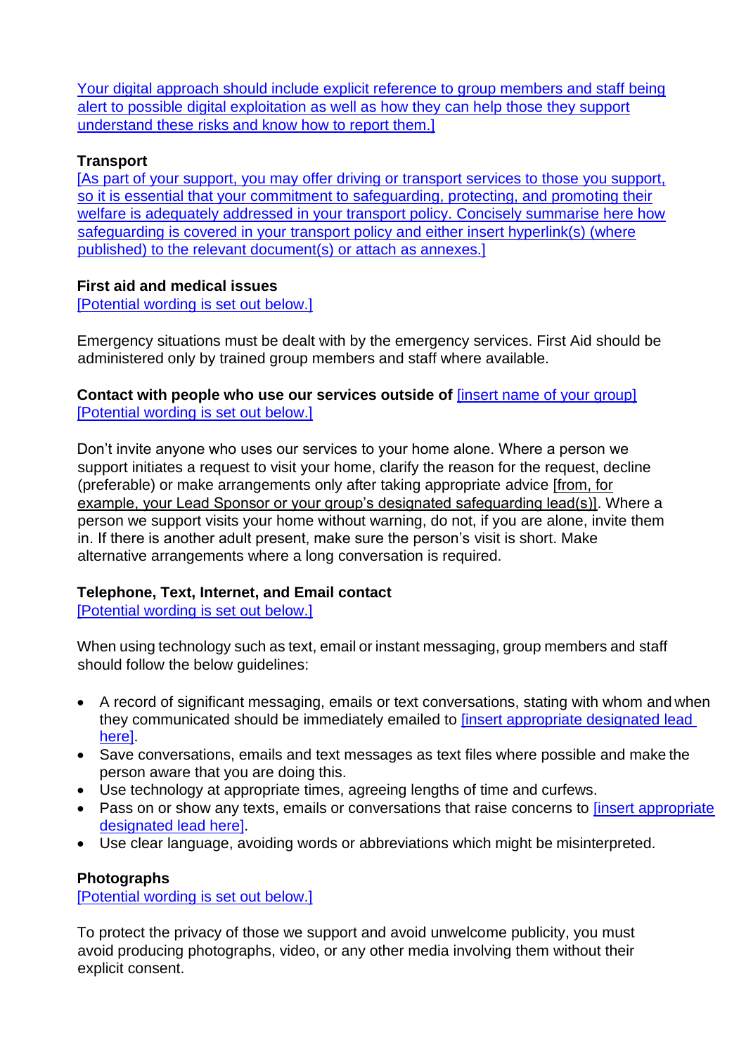Your digital approach should include explicit reference to group members and staff being alert to possible digital exploitation as well as how they can help those they support understand these risks and know how to report them.]

**Transport**

[As part of your support, you may offer driving or transport services to those you support, so it is essential that your commitment to safeguarding, protecting, and promoting their welfare is adequately addressed in your transport policy. Concisely summarise here how safeguarding is covered in your transport policy and either insert hyperlink(s) (where published) to the relevant document(s) or attach as annexes.]

**First aid and medical issues**

[Potential wording is set out below.]

Emergency situations must be dealt with by the emergency services. First Aid should be administered only by trained group members and staff where available.

**Contact with people who use our services outside of** [insert name of your group]

[Potential wording is set out below.]

Don't invite anyone who uses our services to your home alone. Where a person we support initiates a request to visit your home, clarify the reason for the request, decline (preferable) or make arrangements only after taking appropriate advice [from, for example, your Lead Sponsor or your group's designated safeguarding lead(s)]. Where a person we support visits your home without warning, do not, if you are alone, invite them in. If there is another adult present, make sure the person's visit is short. Make alternative arrangements where a long conversation is required.

**Telephone, Text, Internet, and Email contact**

[Potential wording is set out below.]

When using technology such as text, email or instant messaging, group members and staff should follow the below guidelines:

- A record of significant messaging, emails or text conversations, stating with whom and when they communicated should be immediately emailed to [insert appropriate designated lead here].
- Save conversations, emails and text messages as text files where possible and make the person aware that you are doing this.
- Use technology at appropriate times, agreeing lengths of time and curfews.
- Pass on or show any texts, emails or conversations that raise concerns to [insert appropriate designated lead here].
- Use clear language, avoiding words or abbreviations which might be misinterpreted.

**Photographs**

[Potential wording is set out below.]

To protect the privacy of those we support and avoid unwelcome publicity, you must avoid producing photographs, video, or any other media involving them without their explicit consent.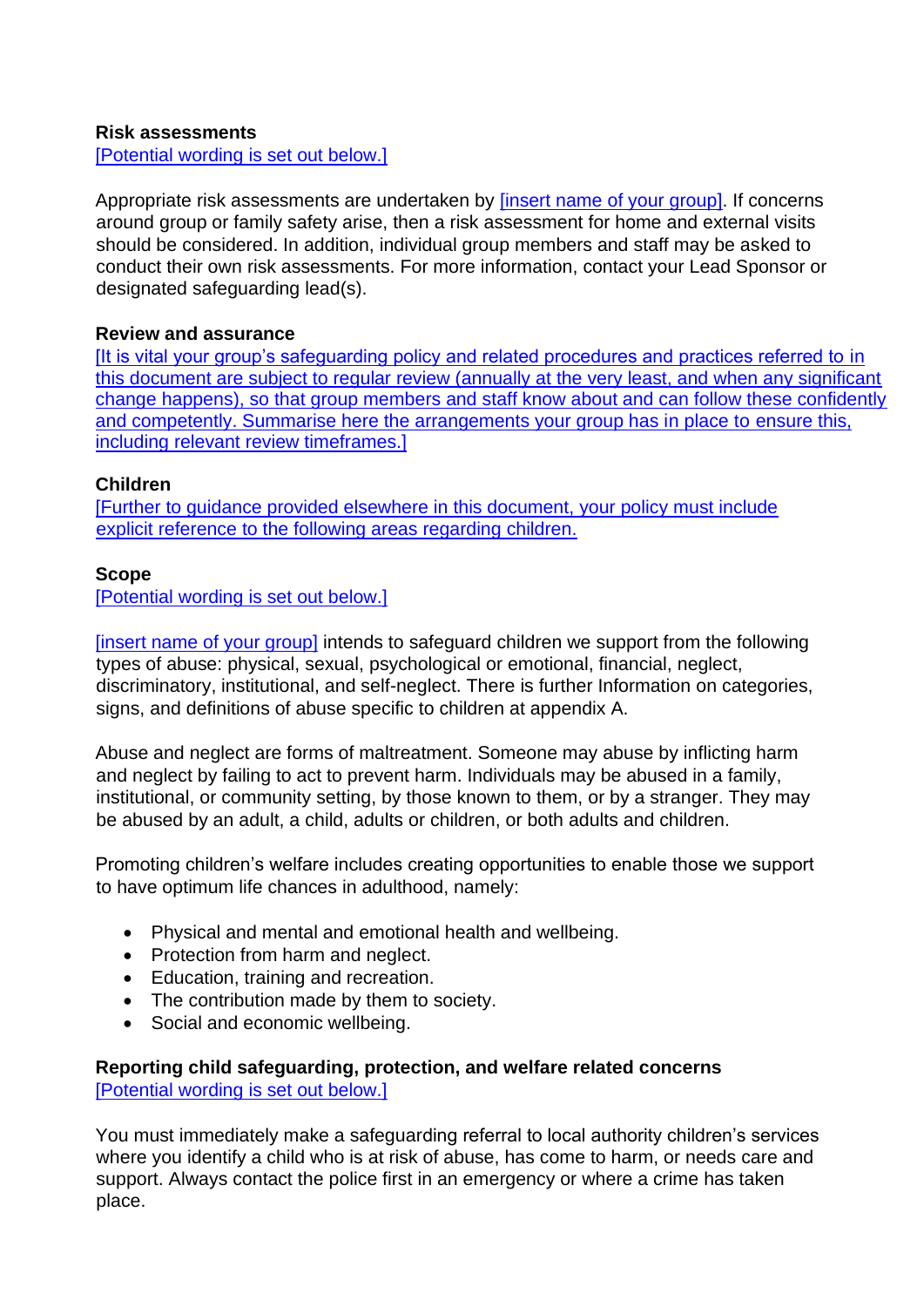**Risk assessments**
[Potential wording is set out below.]

Appropriate risk assessments are undertaken by [insert name of your group]. If concerns around group or family safety arise, then a risk assessment for home and external visits should be considered. In addition, individual group members and staff may be asked to conduct their own risk assessments. For more information, contact your Lead Sponsor or designated safeguarding lead(s).

**Review and assurance**
[It is vital your group's safeguarding policy and related procedures and practices referred to in this document are subject to regular review (annually at the very least, and when any significant change happens), so that group members and staff know about and can follow these confidently and competently. Summarise here the arrangements your group has in place to ensure this, including relevant review timeframes.]

**Children**
[Further to guidance provided elsewhere in this document, your policy must include explicit reference to the following areas regarding children.

**Scope**
[Potential wording is set out below.]

[insert name of your group] intends to safeguard children we support from the following types of abuse: physical, sexual, psychological or emotional, financial, neglect, discriminatory, institutional, and self-neglect. There is further Information on categories, signs, and definitions of abuse specific to children at appendix A.

Abuse and neglect are forms of maltreatment. Someone may abuse by inflicting harm and neglect by failing to act to prevent harm. Individuals may be abused in a family, institutional, or community setting, by those known to them, or by a stranger. They may be abused by an adult, a child, adults or children, or both adults and children.

Promoting children's welfare includes creating opportunities to enable those we support to have optimum life chances in adulthood, namely:

- Physical and mental and emotional health and wellbeing.
- Protection from harm and neglect.
- Education, training and recreation.
- The contribution made by them to society.
- Social and economic wellbeing.

**Reporting child safeguarding, protection, and welfare related concerns**
[Potential wording is set out below.]

You must immediately make a safeguarding referral to local authority children's services where you identify a child who is at risk of abuse, has come to harm, or needs care and support. Always contact the police first in an emergency or where a crime has taken place.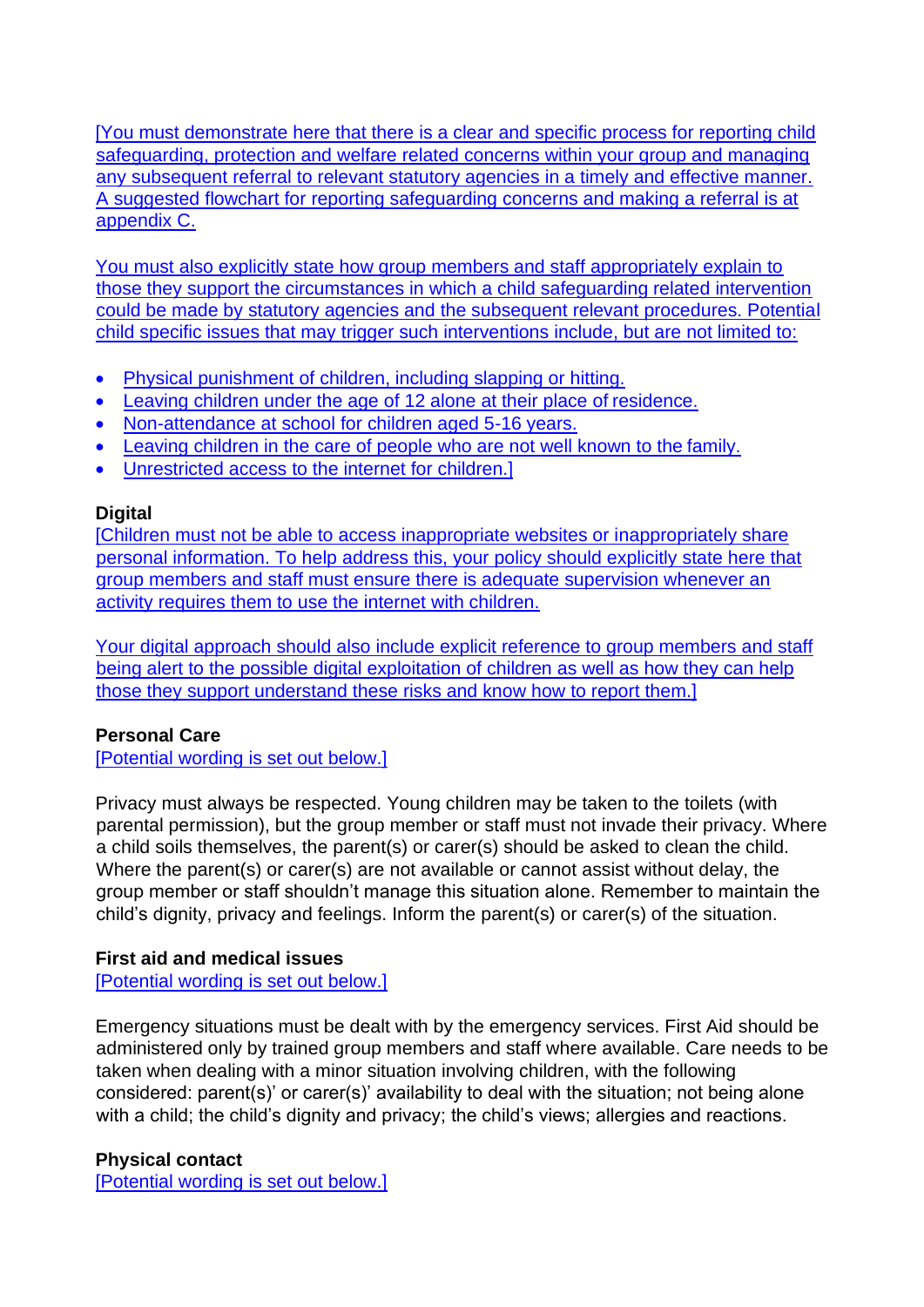[You must demonstrate here that there is a clear and specific process for reporting child safeguarding, protection and welfare related concerns within your group and managing any subsequent referral to relevant statutory agencies in a timely and effective manner. A suggested flowchart for reporting safeguarding concerns and making a referral is at appendix C.

You must also explicitly state how group members and staff appropriately explain to those they support the circumstances in which a child safeguarding related intervention could be made by statutory agencies and the subsequent relevant procedures. Potential child specific issues that may trigger such interventions include, but are not limited to:

- Physical punishment of children, including slapping or hitting.
- Leaving children under the age of 12 alone at their place of residence.
- Non-attendance at school for children aged 5-16 years.
- Leaving children in the care of people who are not well known to the family.
- Unrestricted access to the internet for children.]

**Digital**

[Children must not be able to access inappropriate websites or inappropriately share personal information. To help address this, your policy should explicitly state here that group members and staff must ensure there is adequate supervision whenever an activity requires them to use the internet with children.

Your digital approach should also include explicit reference to group members and staff being alert to the possible digital exploitation of children as well as how they can help those they support understand these risks and know how to report them.]

**Personal Care**

[Potential wording is set out below.]

Privacy must always be respected. Young children may be taken to the toilets (with parental permission), but the group member or staff must not invade their privacy. Where a child soils themselves, the parent(s) or carer(s) should be asked to clean the child. Where the parent(s) or carer(s) are not available or cannot assist without delay, the group member or staff shouldn't manage this situation alone. Remember to maintain the child's dignity, privacy and feelings. Inform the parent(s) or carer(s) of the situation.

**First aid and medical issues**

[Potential wording is set out below.]

Emergency situations must be dealt with by the emergency services. First Aid should be administered only by trained group members and staff where available. Care needs to be taken when dealing with a minor situation involving children, with the following considered: parent(s)' or carer(s)' availability to deal with the situation; not being alone with a child; the child's dignity and privacy; the child's views; allergies and reactions.

**Physical contact**

[Potential wording is set out below.]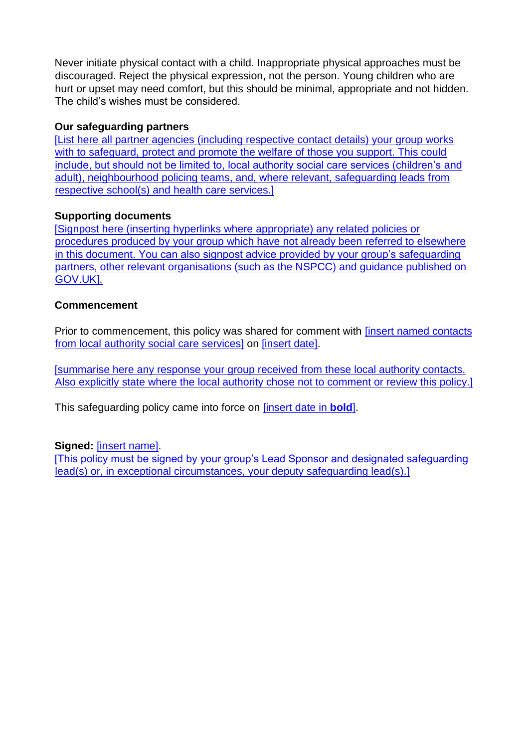Never initiate physical contact with a child. Inappropriate physical approaches must be discouraged. Reject the physical expression, not the person. Young children who are hurt or upset may need comfort, but this should be minimal, appropriate and not hidden. The child's wishes must be considered.

**Our safeguarding partners**

[List here all partner agencies (including respective contact details) your group works with to safeguard, protect and promote the welfare of those you support. This could include, but should not be limited to, local authority social care services (children's and adult), neighbourhood policing teams, and, where relevant, safeguarding leads from respective school(s) and health care services.]

**Supporting documents**

[Signpost here (inserting hyperlinks where appropriate) any related policies or procedures produced by your group which have not already been referred to elsewhere in this document. You can also signpost advice provided by your group's safeguarding partners, other relevant organisations (such as the NSPCC) and guidance published on GOV.UK].

**Commencement**

Prior to commencement, this policy was shared for comment with [insert named contacts from local authority social care services] on [insert date].

[summarise here any response your group received from these local authority contacts. Also explicitly state where the local authority chose not to comment or review this policy.]

This safeguarding policy came into force on [insert date in **bold**].

**Signed:** [insert name].

[This policy must be signed by your group's Lead Sponsor and designated safeguarding lead(s) or, in exceptional circumstances, your deputy safeguarding lead(s).]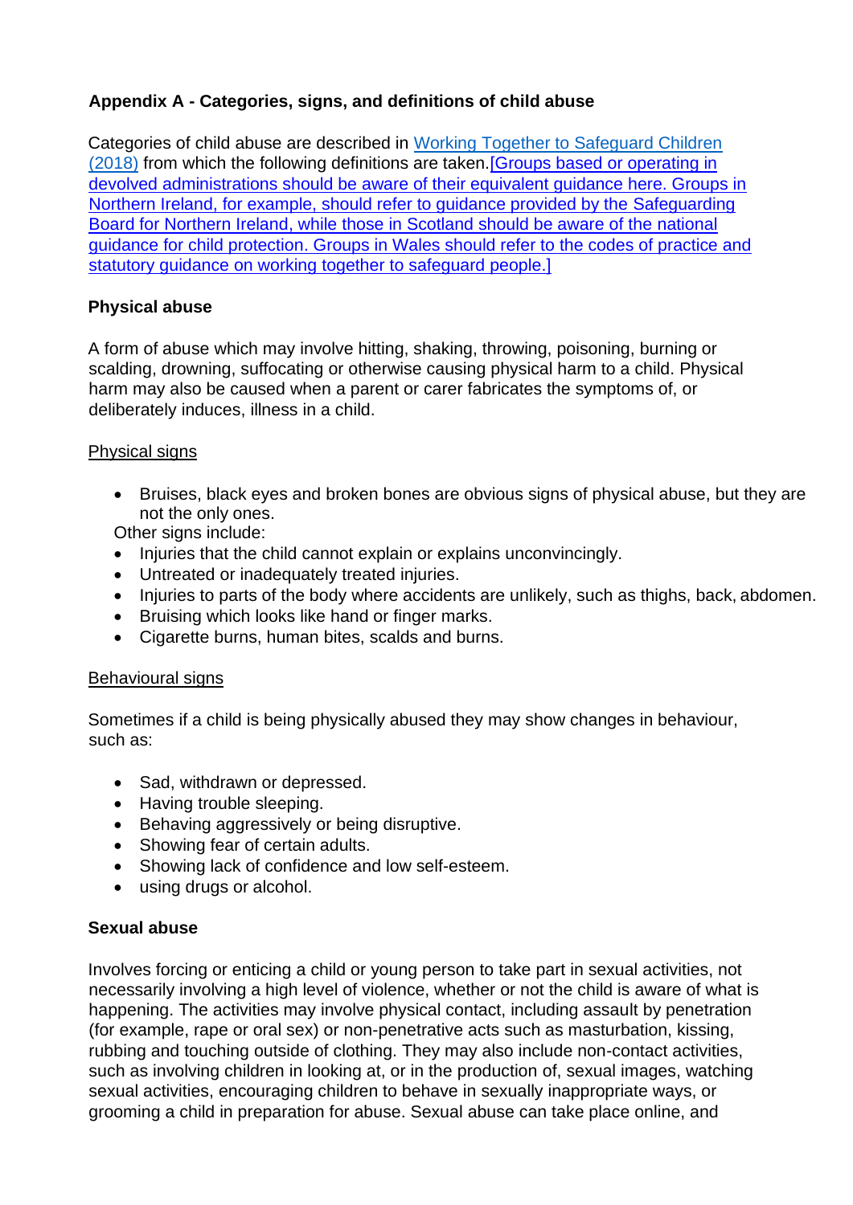**Appendix A - Categories, signs, and definitions of child abuse**

Categories of child abuse are described in Working Together to Safeguard Children (2018) from which the following definitions are taken.[Groups based or operating in devolved administrations should be aware of their equivalent guidance here. Groups in Northern Ireland, for example, should refer to guidance provided by the Safeguarding Board for Northern Ireland, while those in Scotland should be aware of the national guidance for child protection. Groups in Wales should refer to the codes of practice and statutory guidance on working together to safeguard people.]

**Physical abuse**

A form of abuse which may involve hitting, shaking, throwing, poisoning, burning or scalding, drowning, suffocating or otherwise causing physical harm to a child. Physical harm may also be caused when a parent or carer fabricates the symptoms of, or deliberately induces, illness in a child.

Physical signs

- Bruises, black eyes and broken bones are obvious signs of physical abuse, but they are not the only ones.

Other signs include:

- Injuries that the child cannot explain or explains unconvincingly.
- Untreated or inadequately treated injuries.
- Injuries to parts of the body where accidents are unlikely, such as thighs, back, abdomen.
- Bruising which looks like hand or finger marks.
- Cigarette burns, human bites, scalds and burns.

Behavioural signs

Sometimes if a child is being physically abused they may show changes in behaviour, such as:

- Sad, withdrawn or depressed.
- Having trouble sleeping.
- Behaving aggressively or being disruptive.
- Showing fear of certain adults.
- Showing lack of confidence and low self-esteem.
- using drugs or alcohol.

**Sexual abuse**

Involves forcing or enticing a child or young person to take part in sexual activities, not necessarily involving a high level of violence, whether or not the child is aware of what is happening. The activities may involve physical contact, including assault by penetration (for example, rape or oral sex) or non-penetrative acts such as masturbation, kissing, rubbing and touching outside of clothing. They may also include non-contact activities, such as involving children in looking at, or in the production of, sexual images, watching sexual activities, encouraging children to behave in sexually inappropriate ways, or grooming a child in preparation for abuse. Sexual abuse can take place online, and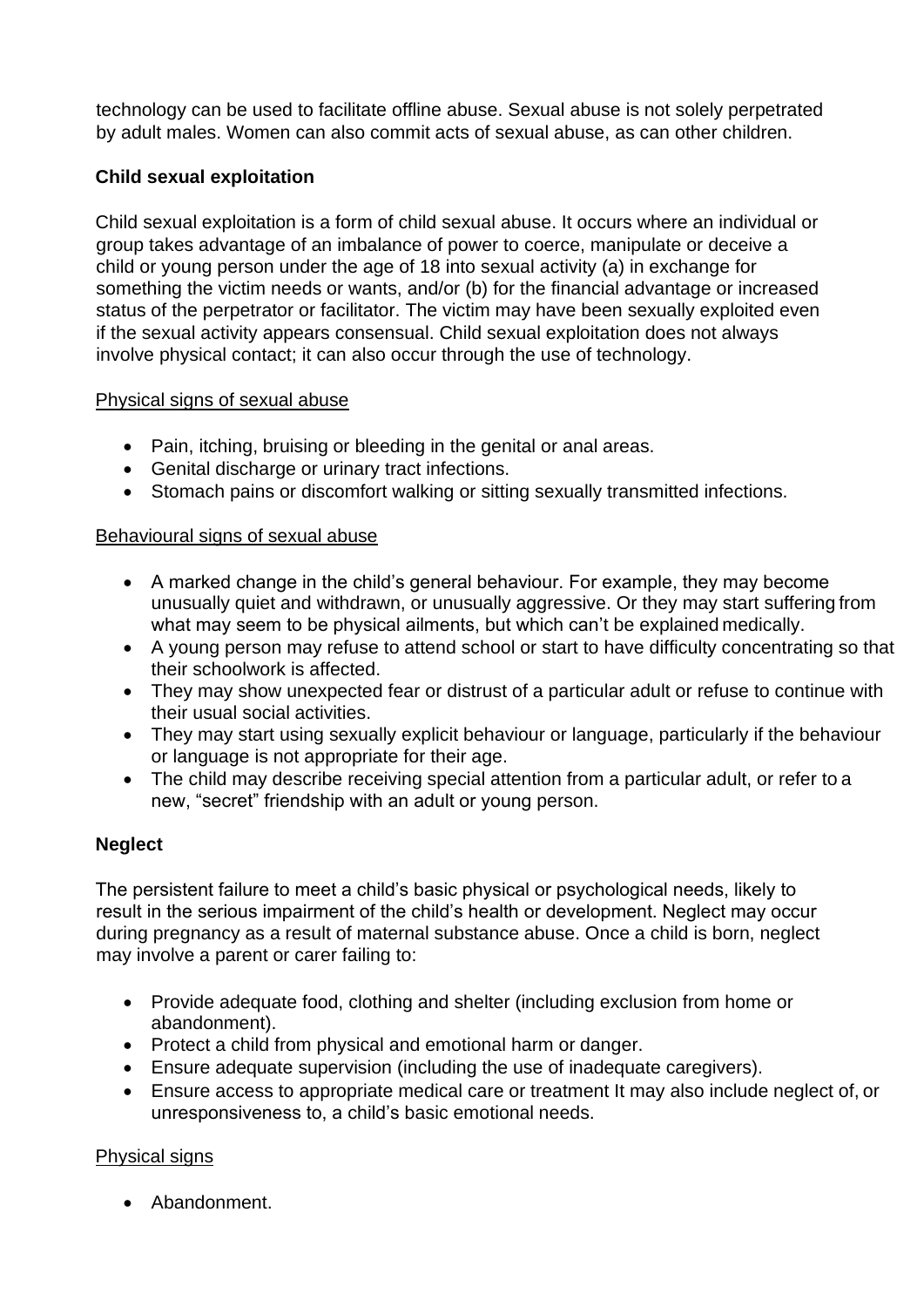technology can be used to facilitate offline abuse. Sexual abuse is not solely perpetrated by adult males. Women can also commit acts of sexual abuse, as can other children.

**Child sexual exploitation**

Child sexual exploitation is a form of child sexual abuse. It occurs where an individual or group takes advantage of an imbalance of power to coerce, manipulate or deceive a child or young person under the age of 18 into sexual activity (a) in exchange for something the victim needs or wants, and/or (b) for the financial advantage or increased status of the perpetrator or facilitator. The victim may have been sexually exploited even if the sexual activity appears consensual. Child sexual exploitation does not always involve physical contact; it can also occur through the use of technology.

Physical signs of sexual abuse

- Pain, itching, bruising or bleeding in the genital or anal areas.
- Genital discharge or urinary tract infections.
- Stomach pains or discomfort walking or sitting sexually transmitted infections.

Behavioural signs of sexual abuse

- A marked change in the child's general behaviour. For example, they may become unusually quiet and withdrawn, or unusually aggressive. Or they may start suffering from what may seem to be physical ailments, but which can't be explained medically.
- A young person may refuse to attend school or start to have difficulty concentrating so that their schoolwork is affected.
- They may show unexpected fear or distrust of a particular adult or refuse to continue with their usual social activities.
- They may start using sexually explicit behaviour or language, particularly if the behaviour or language is not appropriate for their age.
- The child may describe receiving special attention from a particular adult, or refer to a new, "secret" friendship with an adult or young person.

**Neglect**

The persistent failure to meet a child's basic physical or psychological needs, likely to result in the serious impairment of the child's health or development. Neglect may occur during pregnancy as a result of maternal substance abuse. Once a child is born, neglect may involve a parent or carer failing to:

- Provide adequate food, clothing and shelter (including exclusion from home or abandonment).
- Protect a child from physical and emotional harm or danger.
- Ensure adequate supervision (including the use of inadequate caregivers).
- Ensure access to appropriate medical care or treatment It may also include neglect of, or unresponsiveness to, a child's basic emotional needs.

Physical signs

- Abandonment.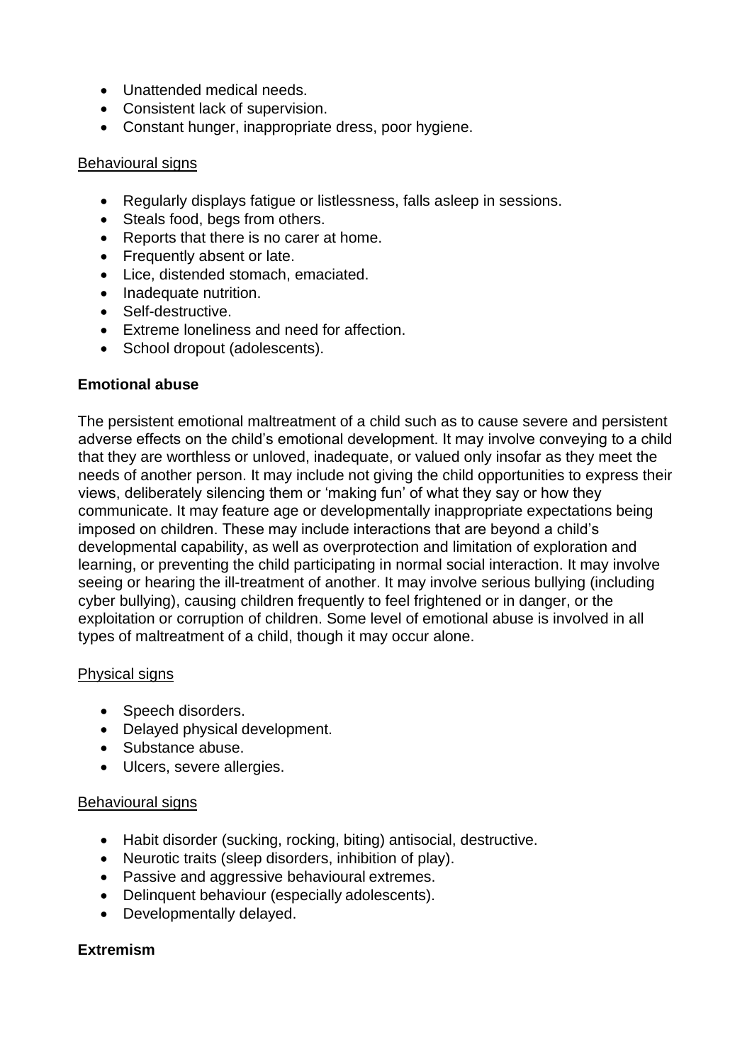- Unattended medical needs.
- Consistent lack of supervision.
- Constant hunger, inappropriate dress, poor hygiene.

Behavioural signs

- Regularly displays fatigue or listlessness, falls asleep in sessions.
- Steals food, begs from others.
- Reports that there is no carer at home.
- Frequently absent or late.
- Lice, distended stomach, emaciated.
- Inadequate nutrition.
- Self-destructive.
- Extreme loneliness and need for affection.
- School dropout (adolescents).

**Emotional abuse**

The persistent emotional maltreatment of a child such as to cause severe and persistent adverse effects on the child's emotional development. It may involve conveying to a child that they are worthless or unloved, inadequate, or valued only insofar as they meet the needs of another person. It may include not giving the child opportunities to express their views, deliberately silencing them or 'making fun' of what they say or how they communicate. It may feature age or developmentally inappropriate expectations being imposed on children. These may include interactions that are beyond a child's developmental capability, as well as overprotection and limitation of exploration and learning, or preventing the child participating in normal social interaction. It may involve seeing or hearing the ill-treatment of another. It may involve serious bullying (including cyber bullying), causing children frequently to feel frightened or in danger, or the exploitation or corruption of children. Some level of emotional abuse is involved in all types of maltreatment of a child, though it may occur alone.

Physical signs

- Speech disorders.
- Delayed physical development.
- Substance abuse.
- Ulcers, severe allergies.

Behavioural signs

- Habit disorder (sucking, rocking, biting) antisocial, destructive.
- Neurotic traits (sleep disorders, inhibition of play).
- Passive and aggressive behavioural extremes.
- Delinquent behaviour (especially adolescents).
- Developmentally delayed.

**Extremism**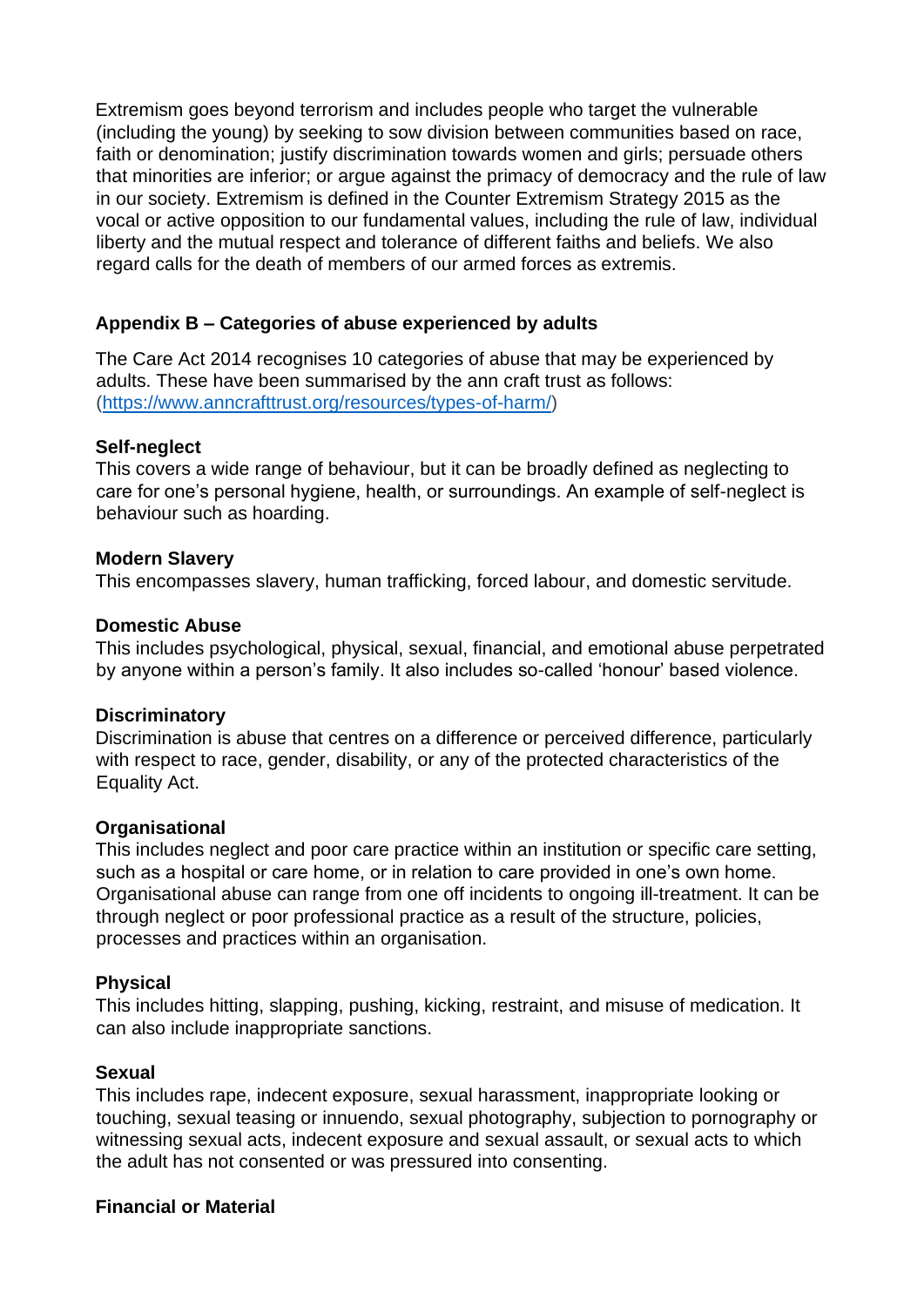Extremism goes beyond terrorism and includes people who target the vulnerable (including the young) by seeking to sow division between communities based on race, faith or denomination; justify discrimination towards women and girls; persuade others that minorities are inferior; or argue against the primacy of democracy and the rule of law in our society. Extremism is defined in the Counter Extremism Strategy 2015 as the vocal or active opposition to our fundamental values, including the rule of law, individual liberty and the mutual respect and tolerance of different faiths and beliefs. We also regard calls for the death of members of our armed forces as extremis.

## Appendix B – Categories of abuse experienced by adults

The Care Act 2014 recognises 10 categories of abuse that may be experienced by adults. These have been summarised by the ann craft trust as follows: ([https://www.anncrafttrust.org/resources/types-of-harm/](https://www.anncrafttrust.org/resources/types-of-harm/))

**Self-neglect**
This covers a wide range of behaviour, but it can be broadly defined as neglecting to care for one's personal hygiene, health, or surroundings. An example of self-neglect is behaviour such as hoarding.

**Modern Slavery**
This encompasses slavery, human trafficking, forced labour, and domestic servitude.

**Domestic Abuse**
This includes psychological, physical, sexual, financial, and emotional abuse perpetrated by anyone within a person's family. It also includes so-called 'honour' based violence.

**Discriminatory**
Discrimination is abuse that centres on a difference or perceived difference, particularly with respect to race, gender, disability, or any of the protected characteristics of the Equality Act.

**Organisational**
This includes neglect and poor care practice within an institution or specific care setting, such as a hospital or care home, or in relation to care provided in one's own home. Organisational abuse can range from one off incidents to ongoing ill-treatment. It can be through neglect or poor professional practice as a result of the structure, policies, processes and practices within an organisation.

**Physical**
This includes hitting, slapping, pushing, kicking, restraint, and misuse of medication. It can also include inappropriate sanctions.

**Sexual**
This includes rape, indecent exposure, sexual harassment, inappropriate looking or touching, sexual teasing or innuendo, sexual photography, subjection to pornography or witnessing sexual acts, indecent exposure and sexual assault, or sexual acts to which the adult has not consented or was pressured into consenting.

**Financial or Material**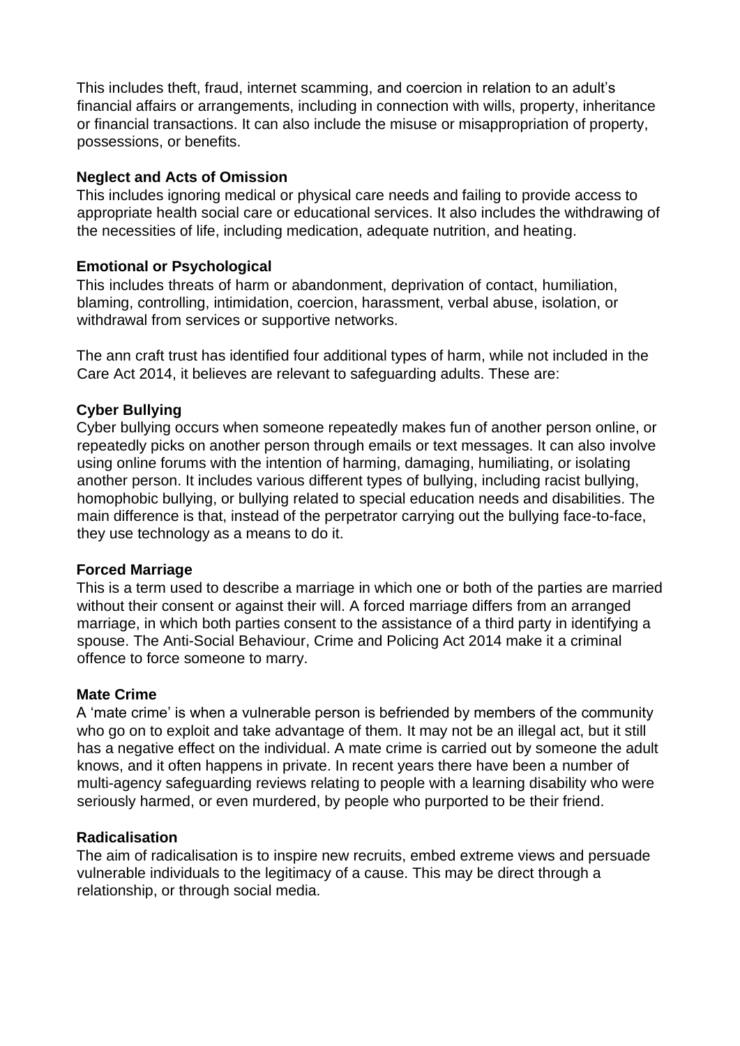This includes theft, fraud, internet scamming, and coercion in relation to an adult's financial affairs or arrangements, including in connection with wills, property, inheritance or financial transactions. It can also include the misuse or misappropriation of property, possessions, or benefits.

**Neglect and Acts of Omission**

This includes ignoring medical or physical care needs and failing to provide access to appropriate health social care or educational services. It also includes the withdrawing of the necessities of life, including medication, adequate nutrition, and heating.

**Emotional or Psychological**

This includes threats of harm or abandonment, deprivation of contact, humiliation, blaming, controlling, intimidation, coercion, harassment, verbal abuse, isolation, or withdrawal from services or supportive networks.

The ann craft trust has identified four additional types of harm, while not included in the Care Act 2014, it believes are relevant to safeguarding adults. These are:

**Cyber Bullying**

Cyber bullying occurs when someone repeatedly makes fun of another person online, or repeatedly picks on another person through emails or text messages. It can also involve using online forums with the intention of harming, damaging, humiliating, or isolating another person. It includes various different types of bullying, including racist bullying, homophobic bullying, or bullying related to special education needs and disabilities. The main difference is that, instead of the perpetrator carrying out the bullying face-to-face, they use technology as a means to do it.

**Forced Marriage**

This is a term used to describe a marriage in which one or both of the parties are married without their consent or against their will. A forced marriage differs from an arranged marriage, in which both parties consent to the assistance of a third party in identifying a spouse. The Anti-Social Behaviour, Crime and Policing Act 2014 make it a criminal offence to force someone to marry.

**Mate Crime**

A 'mate crime' is when a vulnerable person is befriended by members of the community who go on to exploit and take advantage of them. It may not be an illegal act, but it still has a negative effect on the individual. A mate crime is carried out by someone the adult knows, and it often happens in private. In recent years there have been a number of multi-agency safeguarding reviews relating to people with a learning disability who were seriously harmed, or even murdered, by people who purported to be their friend.

**Radicalisation**

The aim of radicalisation is to inspire new recruits, embed extreme views and persuade vulnerable individuals to the legitimacy of a cause. This may be direct through a relationship, or through social media.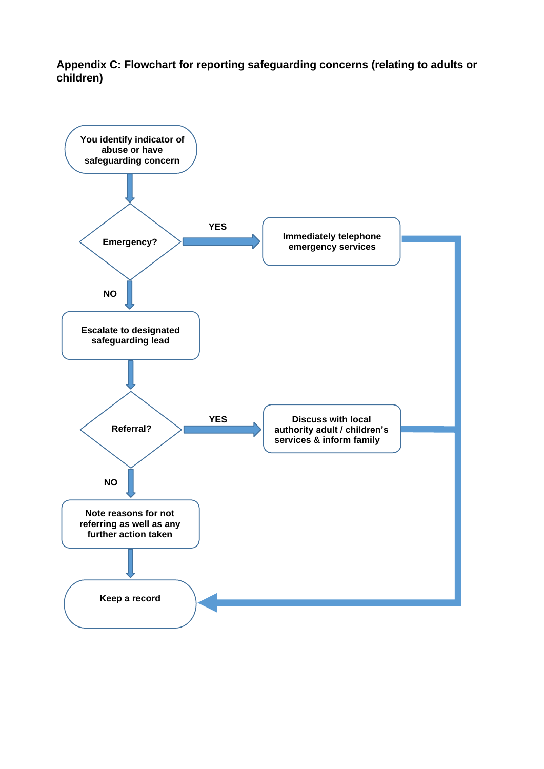**Appendix C: Flowchart for reporting safeguarding concerns (relating to adults or children)**

You identify indicator of abuse or have safeguarding concern

Emergency?

YES

Immediately telephone emergency services

NO

Escalate to designated safeguarding lead

Referral?

YES

Discuss with local authority adult / children's services & inform family

NO

Note reasons for not referring as well as any further action taken

Keep a record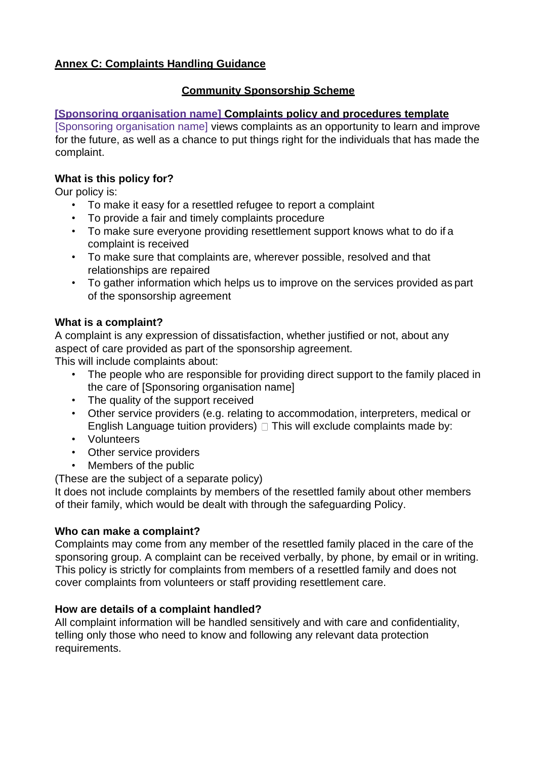**Annex C: Complaints Handling Guidance**

**Community Sponsorship Scheme**

**[Sponsoring organisation name] Complaints policy and procedures template**

[Sponsoring organisation name] views complaints as an opportunity to learn and improve for the future, as well as a chance to put things right for the individuals that has made the complaint.

**What is this policy for?**

Our policy is:

- To make it easy for a resettled refugee to report a complaint
- To provide a fair and timely complaints procedure
- To make sure everyone providing resettlement support knows what to do if a complaint is received
- To make sure that complaints are, wherever possible, resolved and that relationships are repaired
- To gather information which helps us to improve on the services provided as part of the sponsorship agreement

**What is a complaint?**

A complaint is any expression of dissatisfaction, whether justified or not, about any aspect of care provided as part of the sponsorship agreement.

This will include complaints about:

- The people who are responsible for providing direct support to the family placed in the care of [Sponsoring organisation name]
- The quality of the support received
- Other service providers (e.g. relating to accommodation, interpreters, medical or English Language tuition providers)  This will exclude complaints made by:
- Volunteers
- Other service providers
- Members of the public

(These are the subject of a separate policy)

It does not include complaints by members of the resettled family about other members of their family, which would be dealt with through the safeguarding Policy.

**Who can make a complaint?**

Complaints may come from any member of the resettled family placed in the care of the sponsoring group. A complaint can be received verbally, by phone, by email or in writing. This policy is strictly for complaints from members of a resettled family and does not cover complaints from volunteers or staff providing resettlement care.

**How are details of a complaint handled?**

All complaint information will be handled sensitively and with care and confidentiality, telling only those who need to know and following any relevant data protection requirements.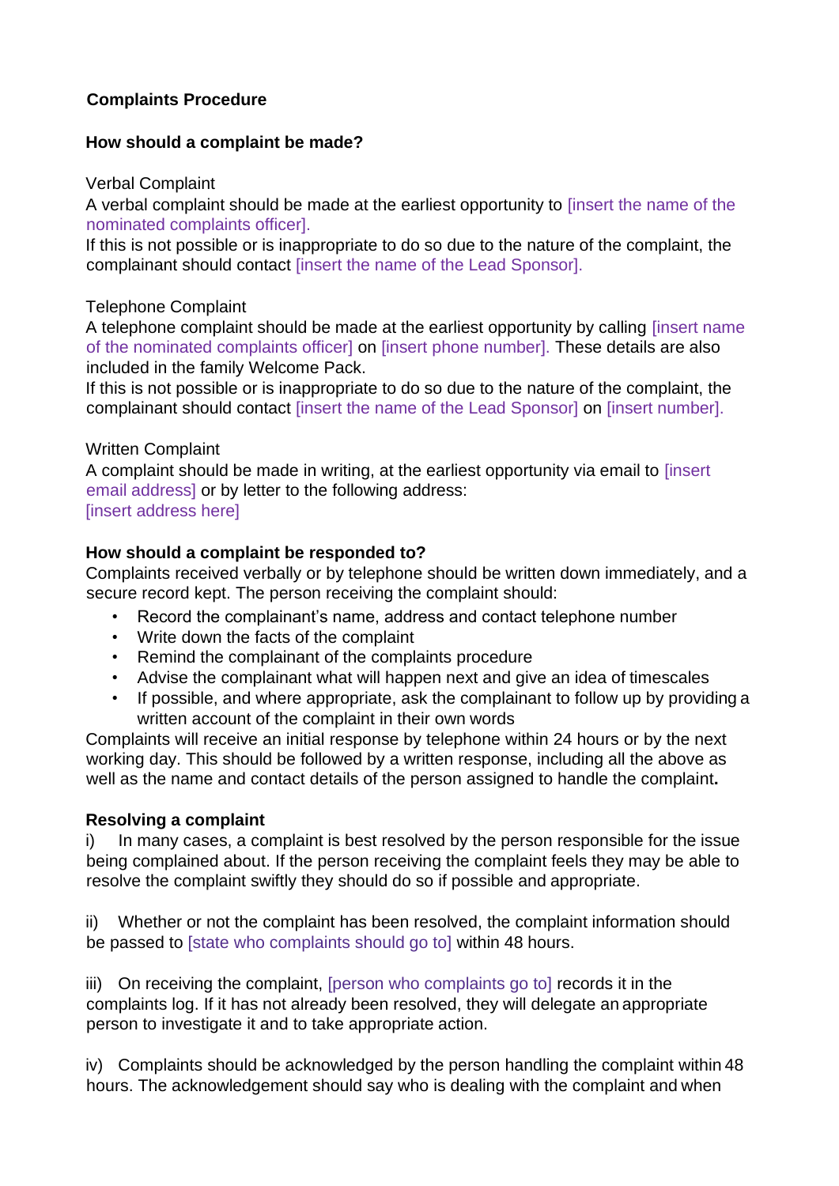**Complaints Procedure**

**How should a complaint be made?**

Verbal Complaint
A verbal complaint should be made at the earliest opportunity to [insert the name of the nominated complaints officer].
If this is not possible or is inappropriate to do so due to the nature of the complaint, the complainant should contact [insert the name of the Lead Sponsor].

Telephone Complaint
A telephone complaint should be made at the earliest opportunity by calling [insert name of the nominated complaints officer] on [insert phone number]. These details are also included in the family Welcome Pack.
If this is not possible or is inappropriate to do so due to the nature of the complaint, the complainant should contact [insert the name of the Lead Sponsor] on [insert number].

Written Complaint
A complaint should be made in writing, at the earliest opportunity via email to [insert email address] or by letter to the following address:
[insert address here]

**How should a complaint be responded to?**
Complaints received verbally or by telephone should be written down immediately, and a secure record kept. The person receiving the complaint should:

- Record the complainant's name, address and contact telephone number
- Write down the facts of the complaint
- Remind the complainant of the complaints procedure
- Advise the complainant what will happen next and give an idea of timescales
- If possible, and where appropriate, ask the complainant to follow up by providing a written account of the complaint in their own words

Complaints will receive an initial response by telephone within 24 hours or by the next working day. This should be followed by a written response, including all the above as well as the name and contact details of the person assigned to handle the complaint**.**

**Resolving a complaint**
i) In many cases, a complaint is best resolved by the person responsible for the issue being complained about. If the person receiving the complaint feels they may be able to resolve the complaint swiftly they should do so if possible and appropriate.

ii) Whether or not the complaint has been resolved, the complaint information should be passed to [state who complaints should go to] within 48 hours.

iii) On receiving the complaint, [person who complaints go to] records it in the complaints log. If it has not already been resolved, they will delegate an appropriate person to investigate it and to take appropriate action.

iv) Complaints should be acknowledged by the person handling the complaint within 48 hours. The acknowledgement should say who is dealing with the complaint and when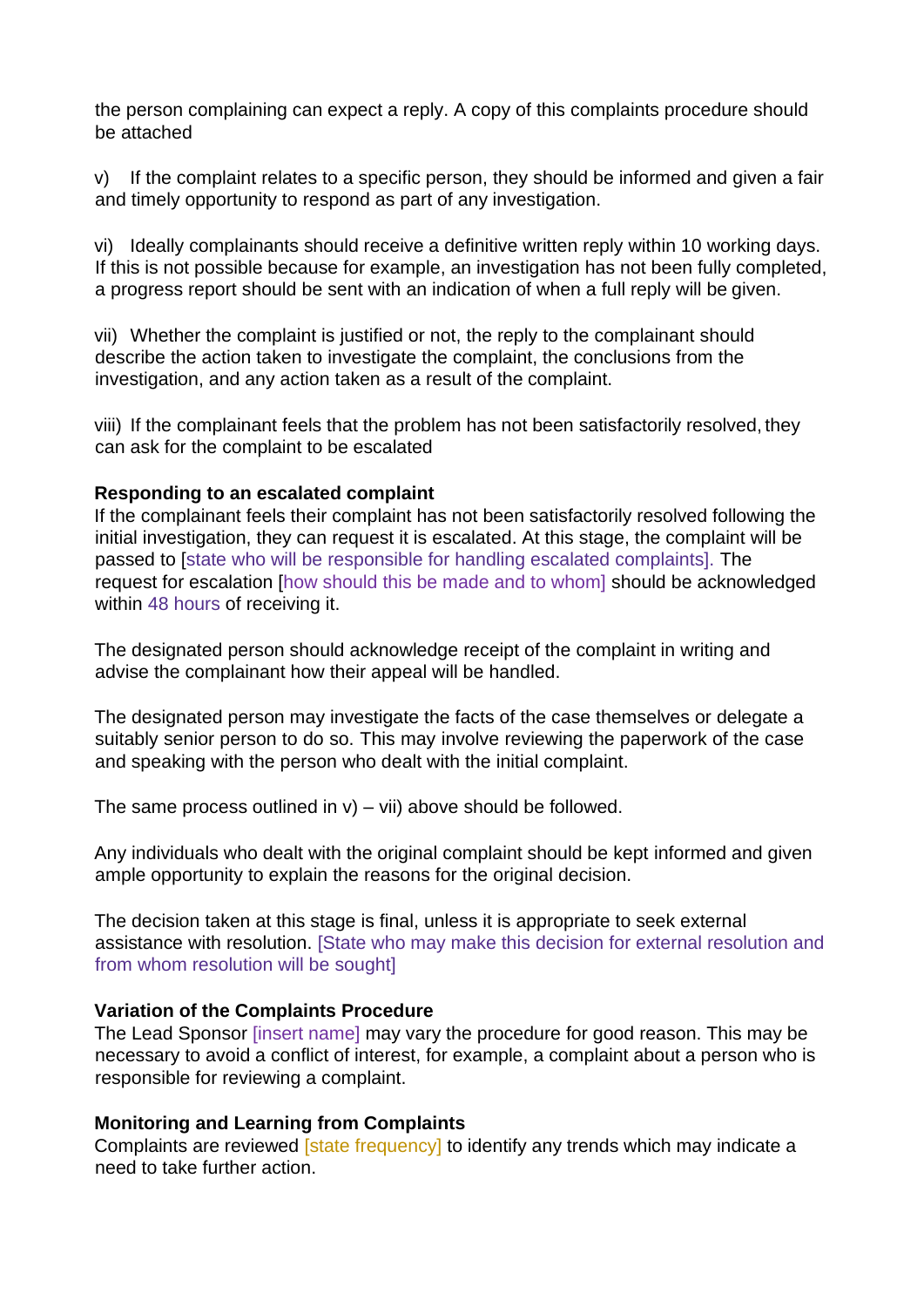the person complaining can expect a reply. A copy of this complaints procedure should be attached

v) If the complaint relates to a specific person, they should be informed and given a fair and timely opportunity to respond as part of any investigation.

vi) Ideally complainants should receive a definitive written reply within 10 working days. If this is not possible because for example, an investigation has not been fully completed, a progress report should be sent with an indication of when a full reply will be given.

vii) Whether the complaint is justified or not, the reply to the complainant should describe the action taken to investigate the complaint, the conclusions from the investigation, and any action taken as a result of the complaint.

viii) If the complainant feels that the problem has not been satisfactorily resolved, they can ask for the complaint to be escalated

**Responding to an escalated complaint**
If the complainant feels their complaint has not been satisfactorily resolved following the initial investigation, they can request it is escalated. At this stage, the complaint will be passed to [state who will be responsible for handling escalated complaints]. The request for escalation [how should this be made and to whom] should be acknowledged within 48 hours of receiving it.

The designated person should acknowledge receipt of the complaint in writing and advise the complainant how their appeal will be handled.

The designated person may investigate the facts of the case themselves or delegate a suitably senior person to do so. This may involve reviewing the paperwork of the case and speaking with the person who dealt with the initial complaint.

The same process outlined in v) – vii) above should be followed.

Any individuals who dealt with the original complaint should be kept informed and given ample opportunity to explain the reasons for the original decision.

The decision taken at this stage is final, unless it is appropriate to seek external assistance with resolution. [State who may make this decision for external resolution and from whom resolution will be sought]

**Variation of the Complaints Procedure**
The Lead Sponsor [insert name] may vary the procedure for good reason. This may be necessary to avoid a conflict of interest, for example, a complaint about a person who is responsible for reviewing a complaint.

**Monitoring and Learning from Complaints**
Complaints are reviewed [state frequency] to identify any trends which may indicate a need to take further action.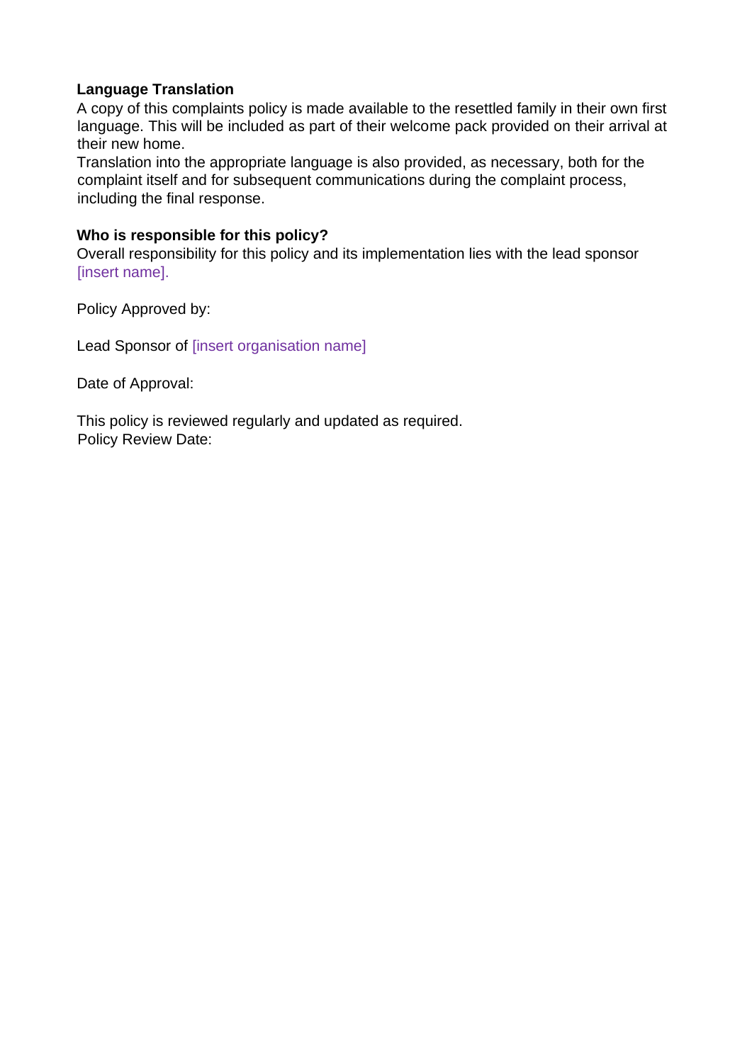**Language Translation**
A copy of this complaints policy is made available to the resettled family in their own first language. This will be included as part of their welcome pack provided on their arrival at their new home.
Translation into the appropriate language is also provided, as necessary, both for the complaint itself and for subsequent communications during the complaint process, including the final response.

**Who is responsible for this policy?**
Overall responsibility for this policy and its implementation lies with the lead sponsor [insert name].

Policy Approved by:

Lead Sponsor of [insert organisation name]

Date of Approval:

This policy is reviewed regularly and updated as required.
Policy Review Date: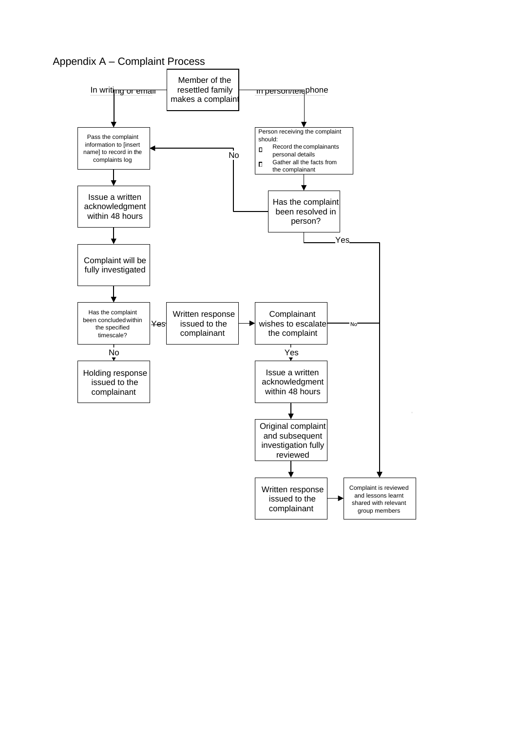## Appendix A – Complaint Process

**Member of the resettled family makes a complaint**

**In writing or email:**

1. Pass the complaint information to [insert name] to record in the complaints log
2. Issue a written acknowledgment within 48 hours
3. Complaint will be fully investigated
4. Has the complaint been concluded within the specified timescale?
   - No → Holding response issued to the complainant
   - Yes → Written response issued to the complainant → Complainant wishes to escalate the complaint

**In person/telephone:**

1. Person receiving the complaint should:
   - Record the complainants personal details
   - Gather all the facts from the complainant
2. Has the complaint been resolved in person?
   - No → Pass the complaint information to [insert name] to record in the complaints log
   - Yes → Complaint is reviewed and lessons learnt shared with relevant group members

**Complainant wishes to escalate the complaint**

- No → Complaint is reviewed and lessons learnt shared with relevant group members
- Yes:
  1. Issue a written acknowledgment within 48 hours
  2. Original complaint and subsequent investigation fully reviewed
  3. Written response issued to the complainant
  4. Complaint is reviewed and lessons learnt shared with relevant group members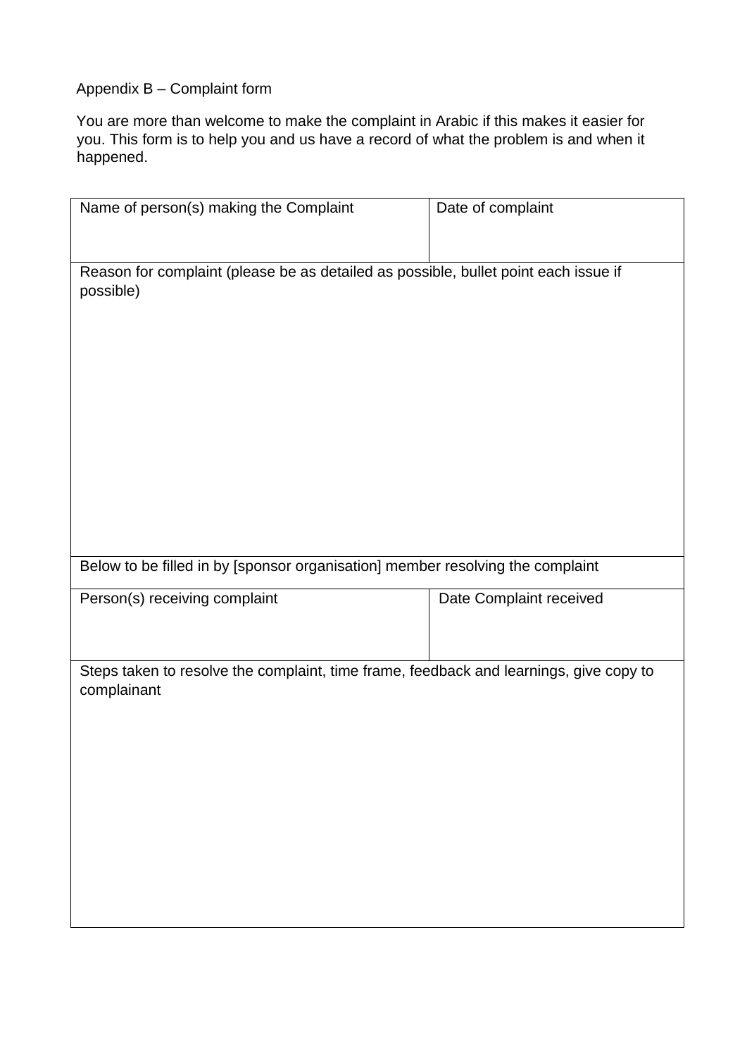Appendix B – Complaint form

You are more than welcome to make the complaint in Arabic if this makes it easier for you. This form is to help you and us have a record of what the problem is and when it happened.

| Name of person(s) making the Complaint | Date of complaint |
|---|---|
| Reason for complaint (please be as detailed as possible, bullet point each issue if possible) | |
| Below to be filled in by [sponsor organisation] member resolving the complaint | |
| Person(s) receiving complaint | Date Complaint received |
| Steps taken to resolve the complaint, time frame, feedback and learnings, give copy to complainant | |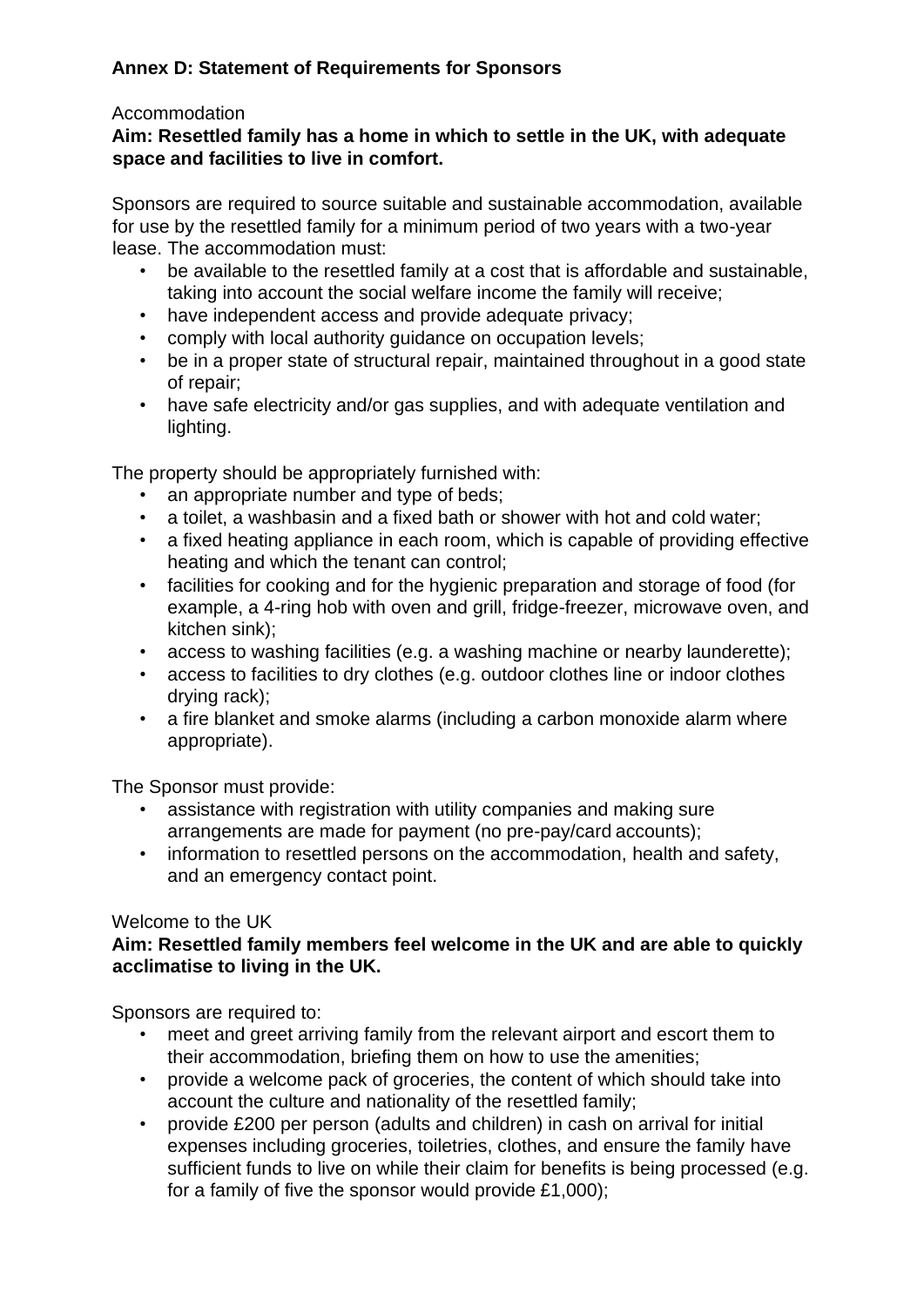## Annex D: Statement of Requirements for Sponsors

Accommodation

**Aim: Resettled family has a home in which to settle in the UK, with adequate space and facilities to live in comfort.**

Sponsors are required to source suitable and sustainable accommodation, available for use by the resettled family for a minimum period of two years with a two-year lease. The accommodation must:

- be available to the resettled family at a cost that is affordable and sustainable, taking into account the social welfare income the family will receive;
- have independent access and provide adequate privacy;
- comply with local authority guidance on occupation levels;
- be in a proper state of structural repair, maintained throughout in a good state of repair;
- have safe electricity and/or gas supplies, and with adequate ventilation and lighting.

The property should be appropriately furnished with:

- an appropriate number and type of beds;
- a toilet, a washbasin and a fixed bath or shower with hot and cold water;
- a fixed heating appliance in each room, which is capable of providing effective heating and which the tenant can control;
- facilities for cooking and for the hygienic preparation and storage of food (for example, a 4-ring hob with oven and grill, fridge-freezer, microwave oven, and kitchen sink);
- access to washing facilities (e.g. a washing machine or nearby launderette);
- access to facilities to dry clothes (e.g. outdoor clothes line or indoor clothes drying rack);
- a fire blanket and smoke alarms (including a carbon monoxide alarm where appropriate).

The Sponsor must provide:

- assistance with registration with utility companies and making sure arrangements are made for payment (no pre-pay/card accounts);
- information to resettled persons on the accommodation, health and safety, and an emergency contact point.

Welcome to the UK

**Aim: Resettled family members feel welcome in the UK and are able to quickly acclimatise to living in the UK.**

Sponsors are required to:

- meet and greet arriving family from the relevant airport and escort them to their accommodation, briefing them on how to use the amenities;
- provide a welcome pack of groceries, the content of which should take into account the culture and nationality of the resettled family;
- provide £200 per person (adults and children) in cash on arrival for initial expenses including groceries, toiletries, clothes, and ensure the family have sufficient funds to live on while their claim for benefits is being processed (e.g. for a family of five the sponsor would provide £1,000);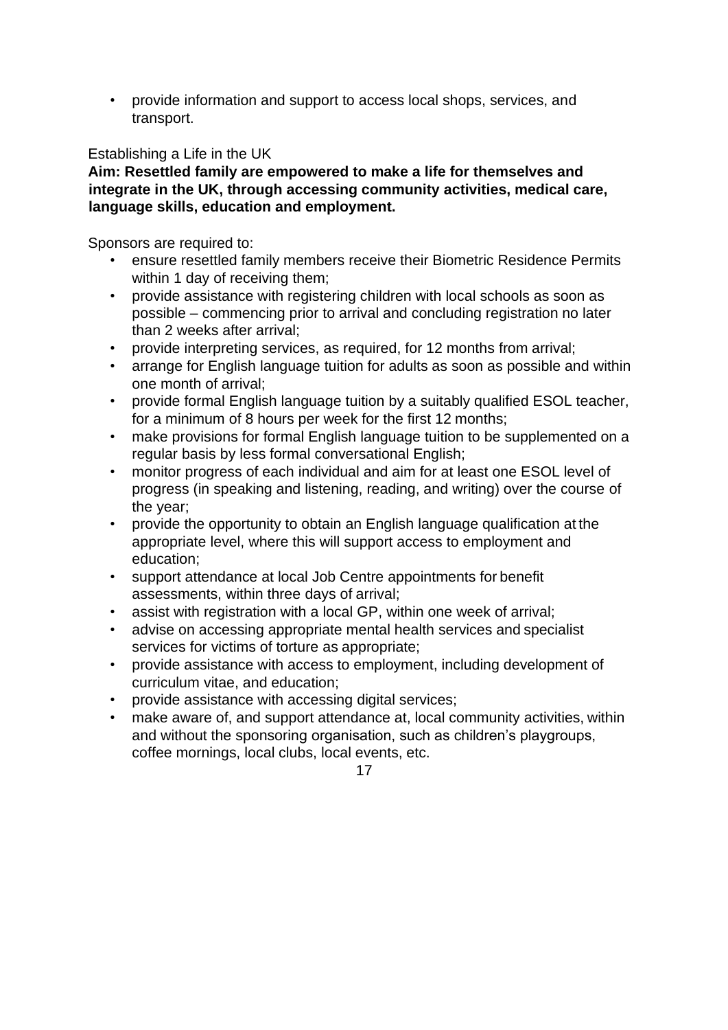- provide information and support to access local shops, services, and transport.

Establishing a Life in the UK

**Aim: Resettled family are empowered to make a life for themselves and integrate in the UK, through accessing community activities, medical care, language skills, education and employment.**

Sponsors are required to:

- ensure resettled family members receive their Biometric Residence Permits within 1 day of receiving them;
- provide assistance with registering children with local schools as soon as possible – commencing prior to arrival and concluding registration no later than 2 weeks after arrival;
- provide interpreting services, as required, for 12 months from arrival;
- arrange for English language tuition for adults as soon as possible and within one month of arrival;
- provide formal English language tuition by a suitably qualified ESOL teacher, for a minimum of 8 hours per week for the first 12 months;
- make provisions for formal English language tuition to be supplemented on a regular basis by less formal conversational English;
- monitor progress of each individual and aim for at least one ESOL level of progress (in speaking and listening, reading, and writing) over the course of the year;
- provide the opportunity to obtain an English language qualification at the appropriate level, where this will support access to employment and education;
- support attendance at local Job Centre appointments for benefit assessments, within three days of arrival;
- assist with registration with a local GP, within one week of arrival;
- advise on accessing appropriate mental health services and specialist services for victims of torture as appropriate;
- provide assistance with access to employment, including development of curriculum vitae, and education;
- provide assistance with accessing digital services;
- make aware of, and support attendance at, local community activities, within and without the sponsoring organisation, such as children's playgroups, coffee mornings, local clubs, local events, etc.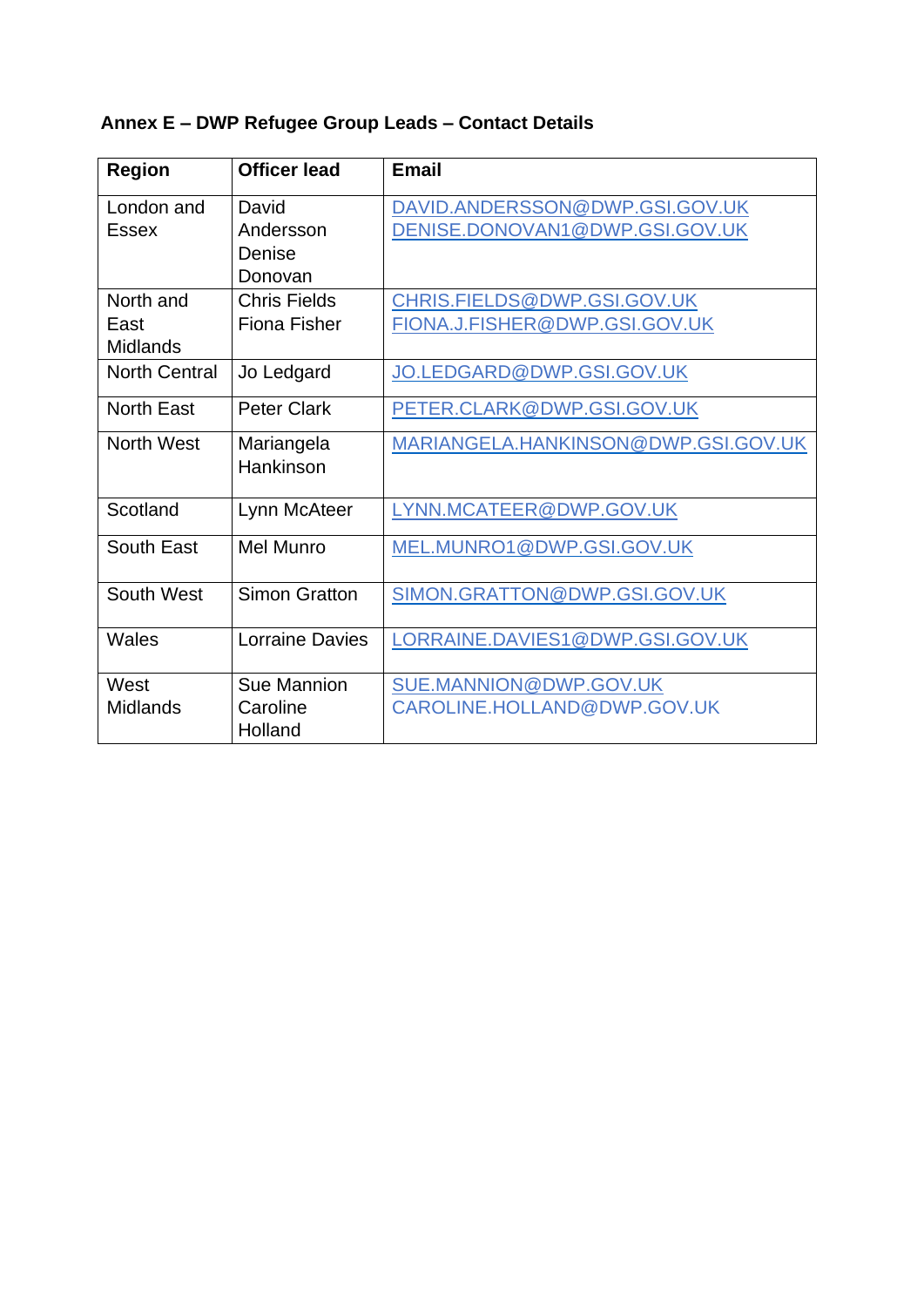**Annex E – DWP Refugee Group Leads – Contact Details**

| Region | Officer lead | Email |
|---|---|---|
| London and Essex | David Andersson<br>Denise Donovan | DAVID.ANDERSSON@DWP.GSI.GOV.UK<br>DENISE.DONOVAN1@DWP.GSI.GOV.UK |
| North and East Midlands | Chris Fields<br>Fiona Fisher | CHRIS.FIELDS@DWP.GSI.GOV.UK<br>FIONA.J.FISHER@DWP.GSI.GOV.UK |
| North Central | Jo Ledgard | JO.LEDGARD@DWP.GSI.GOV.UK |
| North East | Peter Clark | PETER.CLARK@DWP.GSI.GOV.UK |
| North West | Mariangela Hankinson | MARIANGELA.HANKINSON@DWP.GSI.GOV.UK |
| Scotland | Lynn McAteer | LYNN.MCATEER@DWP.GOV.UK |
| South East | Mel Munro | MEL.MUNRO1@DWP.GSI.GOV.UK |
| South West | Simon Gratton | SIMON.GRATTON@DWP.GSI.GOV.UK |
| Wales | Lorraine Davies | LORRAINE.DAVIES1@DWP.GSI.GOV.UK |
| West Midlands | Sue Mannion<br>Caroline Holland | SUE.MANNION@DWP.GOV.UK<br>CAROLINE.HOLLAND@DWP.GOV.UK |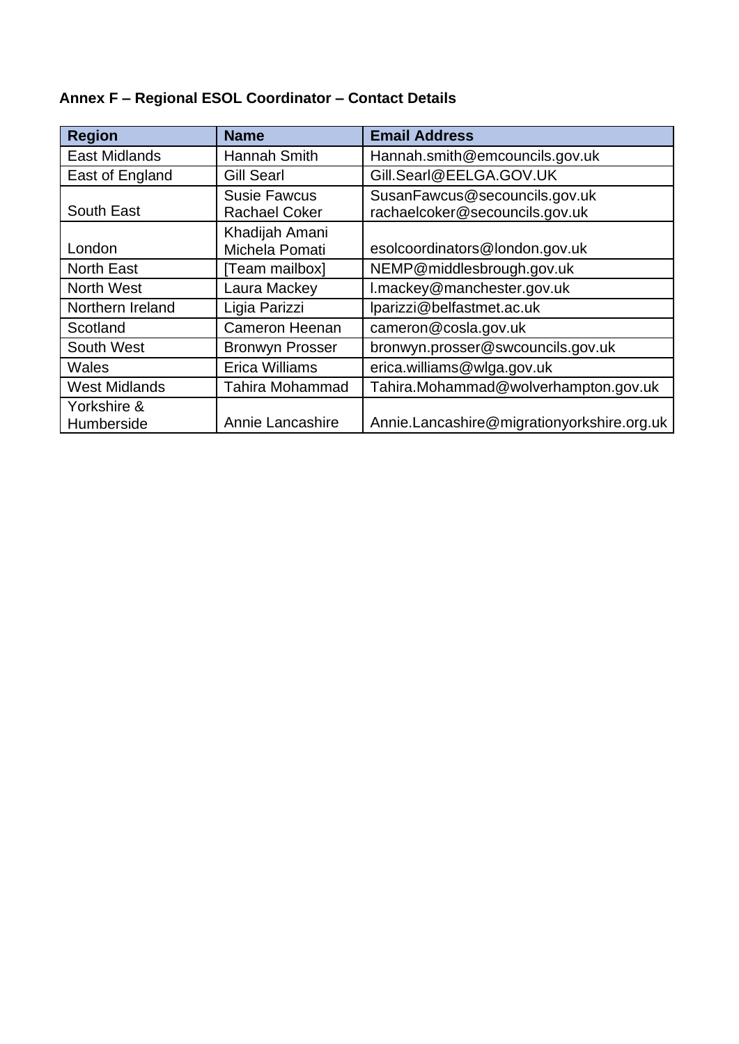**Annex F – Regional ESOL Coordinator – Contact Details**

| Region | Name | Email Address |
|---|---|---|
| East Midlands | Hannah Smith | Hannah.smith@emcouncils.gov.uk |
| East of England | Gill Searl | Gill.Searl@EELGA.GOV.UK |
| South East | Susie Fawcus<br>Rachael Coker | SusanFawcus@secouncils.gov.uk<br>rachaelcoker@secouncils.gov.uk |
| London | Khadijah Amani<br>Michela Pomati | esolcoordinators@london.gov.uk |
| North East | [Team mailbox] | NEMP@middlesbrough.gov.uk |
| North West | Laura Mackey | l.mackey@manchester.gov.uk |
| Northern Ireland | Ligia Parizzi | lparizzi@belfastmet.ac.uk |
| Scotland | Cameron Heenan | cameron@cosla.gov.uk |
| South West | Bronwyn Prosser | bronwyn.prosser@swcouncils.gov.uk |
| Wales | Erica Williams | erica.williams@wlga.gov.uk |
| West Midlands | Tahira Mohammad | Tahira.Mohammad@wolverhampton.gov.uk |
| Yorkshire & Humberside | Annie Lancashire | Annie.Lancashire@migrationyorkshire.org.uk |